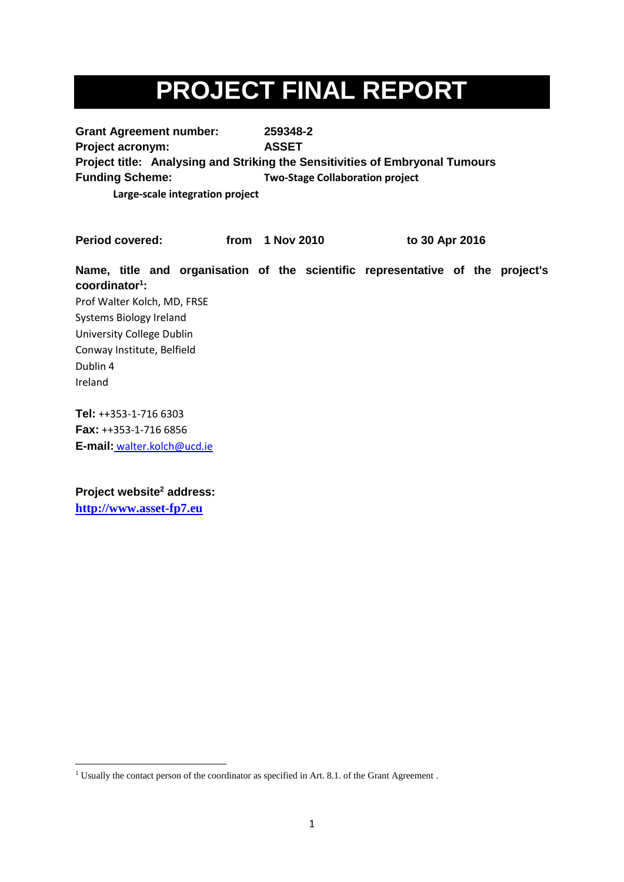# PROJECT FINAL REPORT

**Grant Agreement number:** **259348-2**

**Project acronym:** **ASSET**

**Project title:** **Analysing and Striking the Sensitivities of Embryonal Tumours**

**Funding Scheme:** **Two-Stage Collaboration project**

**Large-scale integration project**

**Period covered:** **from 1 Nov 2010** **to 30 Apr 2016**

**Name, title and organisation of the scientific representative of the project's coordinator[1]:**

Prof Walter Kolch, MD, FRSE
Systems Biology Ireland
University College Dublin
Conway Institute, Belfield
Dublin 4
Ireland

**Tel:** ++353-1-716 6303
**Fax:** ++353-1-716 6856
**E-mail:** walter.kolch@ucd.ie

**Project website[2] address:**
**http://www.asset-fp7.eu**

[1] Usually the contact person of the coordinator as specified in Art. 8.1. of the Grant Agreement .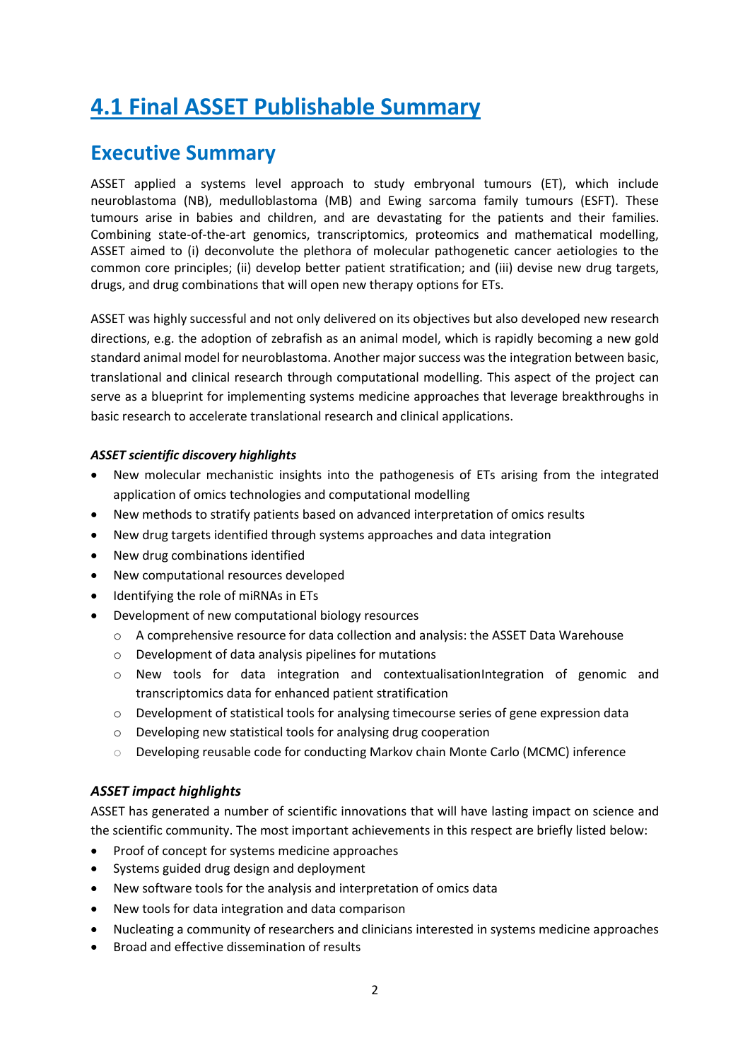# 4.1 Final ASSET Publishable Summary

## Executive Summary

ASSET applied a systems level approach to study embryonal tumours (ET), which include neuroblastoma (NB), medulloblastoma (MB) and Ewing sarcoma family tumours (ESFT). These tumours arise in babies and children, and are devastating for the patients and their families. Combining state-of-the-art genomics, transcriptomics, proteomics and mathematical modelling, ASSET aimed to (i) deconvolute the plethora of molecular pathogenetic cancer aetiologies to the common core principles; (ii) develop better patient stratification; and (iii) devise new drug targets, drugs, and drug combinations that will open new therapy options for ETs.

ASSET was highly successful and not only delivered on its objectives but also developed new research directions, e.g. the adoption of zebrafish as an animal model, which is rapidly becoming a new gold standard animal model for neuroblastoma. Another major success was the integration between basic, translational and clinical research through computational modelling. This aspect of the project can serve as a blueprint for implementing systems medicine approaches that leverage breakthroughs in basic research to accelerate translational research and clinical applications.

### *ASSET scientific discovery highlights*

- New molecular mechanistic insights into the pathogenesis of ETs arising from the integrated application of omics technologies and computational modelling
- New methods to stratify patients based on advanced interpretation of omics results
- New drug targets identified through systems approaches and data integration
- New drug combinations identified
- New computational resources developed
- Identifying the role of miRNAs in ETs
- Development of new computational biology resources
  - A comprehensive resource for data collection and analysis: the ASSET Data Warehouse
  - Development of data analysis pipelines for mutations
  - New tools for data integration and contextualisationIntegration of genomic and transcriptomics data for enhanced patient stratification
  - Development of statistical tools for analysing timecourse series of gene expression data
  - Developing new statistical tools for analysing drug cooperation
  - Developing reusable code for conducting Markov chain Monte Carlo (MCMC) inference

### *ASSET impact highlights*

ASSET has generated a number of scientific innovations that will have lasting impact on science and the scientific community. The most important achievements in this respect are briefly listed below:

- Proof of concept for systems medicine approaches
- Systems guided drug design and deployment
- New software tools for the analysis and interpretation of omics data
- New tools for data integration and data comparison
- Nucleating a community of researchers and clinicians interested in systems medicine approaches
- Broad and effective dissemination of results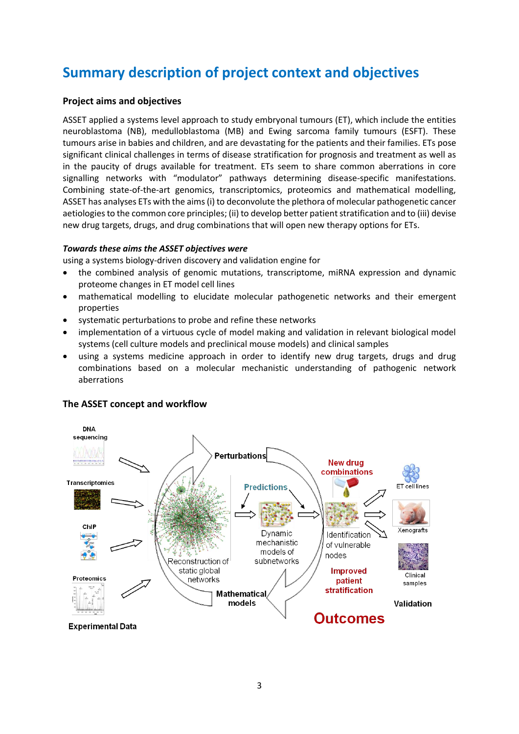# Summary description of project context and objectives

### Project aims and objectives

ASSET applied a systems level approach to study embryonal tumours (ET), which include the entities neuroblastoma (NB), medulloblastoma (MB) and Ewing sarcoma family tumours (ESFT). These tumours arise in babies and children, and are devastating for the patients and their families. ETs pose significant clinical challenges in terms of disease stratification for prognosis and treatment as well as in the paucity of drugs available for treatment. ETs seem to share common aberrations in core signalling networks with "modulator" pathways determining disease-specific manifestations. Combining state-of-the-art genomics, transcriptomics, proteomics and mathematical modelling, ASSET has analyses ETs with the aims (i) to deconvolute the plethora of molecular pathogenetic cancer aetiologies to the common core principles; (ii) to develop better patient stratification and to (iii) devise new drug targets, drugs, and drug combinations that will open new therapy options for ETs.

***Towards these aims the ASSET objectives were***

using a systems biology-driven discovery and validation engine for

- the combined analysis of genomic mutations, transcriptome, miRNA expression and dynamic proteome changes in ET model cell lines
- mathematical modelling to elucidate molecular pathogenetic networks and their emergent properties
- systematic perturbations to probe and refine these networks
- implementation of a virtuous cycle of model making and validation in relevant biological model systems (cell culture models and preclinical mouse models) and clinical samples
- using a systems medicine approach in order to identify new drug targets, drugs and drug combinations based on a molecular mechanistic understanding of pathogenic network aberrations

### The ASSET concept and workflow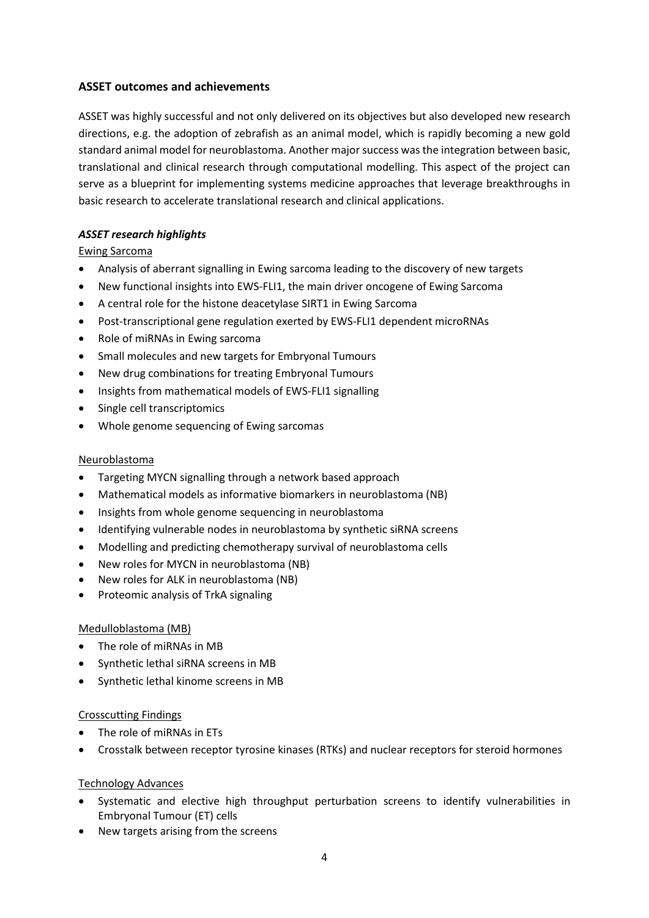## ASSET outcomes and achievements

ASSET was highly successful and not only delivered on its objectives but also developed new research directions, e.g. the adoption of zebrafish as an animal model, which is rapidly becoming a new gold standard animal model for neuroblastoma. Another major success was the integration between basic, translational and clinical research through computational modelling. This aspect of the project can serve as a blueprint for implementing systems medicine approaches that leverage breakthroughs in basic research to accelerate translational research and clinical applications.

### *ASSET research highlights*

Ewing Sarcoma

- Analysis of aberrant signalling in Ewing sarcoma leading to the discovery of new targets
- New functional insights into EWS-FLI1, the main driver oncogene of Ewing Sarcoma
- A central role for the histone deacetylase SIRT1 in Ewing Sarcoma
- Post-transcriptional gene regulation exerted by EWS-FLI1 dependent microRNAs
- Role of miRNAs in Ewing sarcoma
- Small molecules and new targets for Embryonal Tumours
- New drug combinations for treating Embryonal Tumours
- Insights from mathematical models of EWS-FLI1 signalling
- Single cell transcriptomics
- Whole genome sequencing of Ewing sarcomas

Neuroblastoma

- Targeting MYCN signalling through a network based approach
- Mathematical models as informative biomarkers in neuroblastoma (NB)
- Insights from whole genome sequencing in neuroblastoma
- Identifying vulnerable nodes in neuroblastoma by synthetic siRNA screens
- Modelling and predicting chemotherapy survival of neuroblastoma cells
- New roles for MYCN in neuroblastoma (NB)
- New roles for ALK in neuroblastoma (NB)
- Proteomic analysis of TrkA signaling

Medulloblastoma (MB)

- The role of miRNAs in MB
- Synthetic lethal siRNA screens in MB
- Synthetic lethal kinome screens in MB

Crosscutting Findings

- The role of miRNAs in ETs
- Crosstalk between receptor tyrosine kinases (RTKs) and nuclear receptors for steroid hormones

Technology Advances

- Systematic and elective high throughput perturbation screens to identify vulnerabilities in Embryonal Tumour (ET) cells
- New targets arising from the screens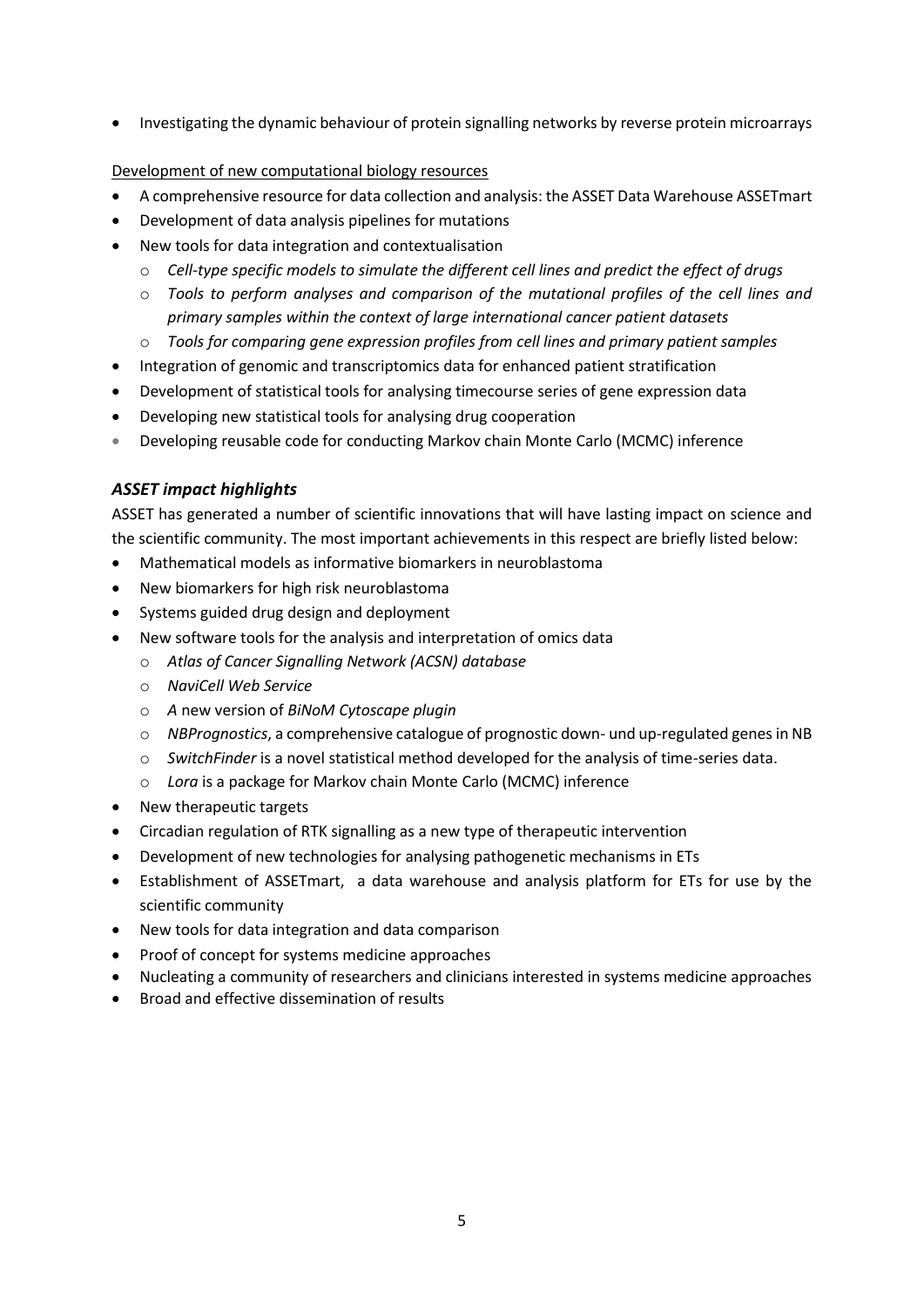- Investigating the dynamic behaviour of protein signalling networks by reverse protein microarrays

Development of new computational biology resources

- A comprehensive resource for data collection and analysis: the ASSET Data Warehouse ASSETmart
- Development of data analysis pipelines for mutations
- New tools for data integration and contextualisation
    - *Cell-type specific models to simulate the different cell lines and predict the effect of drugs*
    - *Tools to perform analyses and comparison of the mutational profiles of the cell lines and primary samples within the context of large international cancer patient datasets*
    - *Tools for comparing gene expression profiles from cell lines and primary patient samples*
- Integration of genomic and transcriptomics data for enhanced patient stratification
- Development of statistical tools for analysing timecourse series of gene expression data
- Developing new statistical tools for analysing drug cooperation
- Developing reusable code for conducting Markov chain Monte Carlo (MCMC) inference

### *ASSET impact highlights*

ASSET has generated a number of scientific innovations that will have lasting impact on science and the scientific community. The most important achievements in this respect are briefly listed below:

- Mathematical models as informative biomarkers in neuroblastoma
- New biomarkers for high risk neuroblastoma
- Systems guided drug design and deployment
- New software tools for the analysis and interpretation of omics data
    - *Atlas of Cancer Signalling Network (ACSN) database*
    - *NaviCell Web Service*
    - *A* new version of *BiNoM Cytoscape plugin*
    - *NBPrognostics*, a comprehensive catalogue of prognostic down- und up-regulated genes in NB
    - *SwitchFinder* is a novel statistical method developed for the analysis of time-series data.
    - *Lora* is a package for Markov chain Monte Carlo (MCMC) inference
- New therapeutic targets
- Circadian regulation of RTK signalling as a new type of therapeutic intervention
- Development of new technologies for analysing pathogenetic mechanisms in ETs
- Establishment of ASSETmart, a data warehouse and analysis platform for ETs for use by the scientific community
- New tools for data integration and data comparison
- Proof of concept for systems medicine approaches
- Nucleating a community of researchers and clinicians interested in systems medicine approaches
- Broad and effective dissemination of results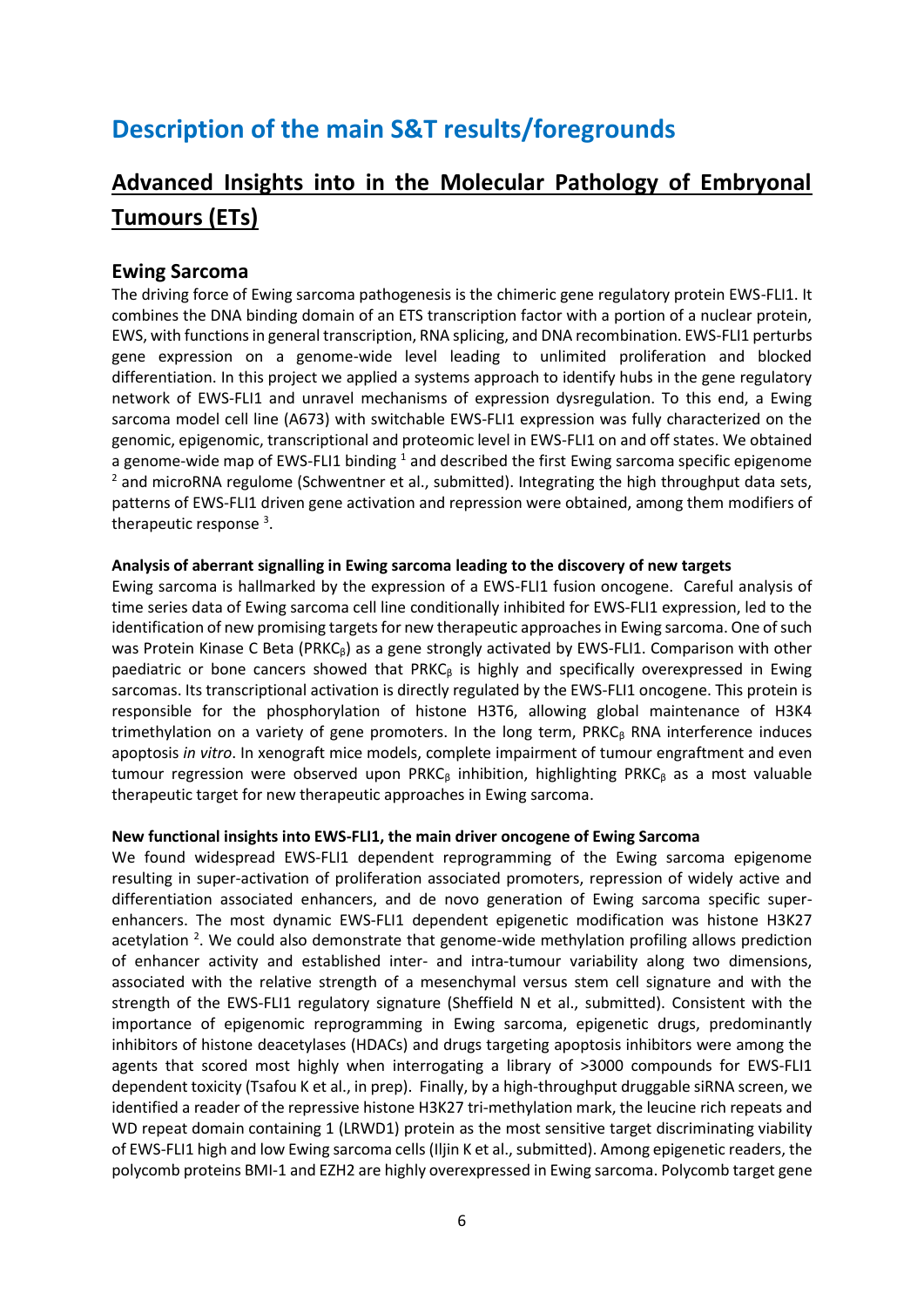# Description of the main S&T results/foregrounds

## Advanced Insights into in the Molecular Pathology of Embryonal Tumours (ETs)

### Ewing Sarcoma

The driving force of Ewing sarcoma pathogenesis is the chimeric gene regulatory protein EWS-FLI1. It combines the DNA binding domain of an ETS transcription factor with a portion of a nuclear protein, EWS, with functions in general transcription, RNA splicing, and DNA recombination. EWS-FLI1 perturbs gene expression on a genome-wide level leading to unlimited proliferation and blocked differentiation. In this project we applied a systems approach to identify hubs in the gene regulatory network of EWS-FLI1 and unravel mechanisms of expression dysregulation. To this end, a Ewing sarcoma model cell line (A673) with switchable EWS-FLI1 expression was fully characterized on the genomic, epigenomic, transcriptional and proteomic level in EWS-FLI1 on and off states. We obtained a genome-wide map of EWS-FLI1 binding [1] and described the first Ewing sarcoma specific epigenome [2] and microRNA regulome (Schwentner et al., submitted). Integrating the high throughput data sets, patterns of EWS-FLI1 driven gene activation and repression were obtained, among them modifiers of therapeutic response [3].

**Analysis of aberrant signalling in Ewing sarcoma leading to the discovery of new targets**

Ewing sarcoma is hallmarked by the expression of a EWS-FLI1 fusion oncogene. Careful analysis of time series data of Ewing sarcoma cell line conditionally inhibited for EWS-FLI1 expression, led to the identification of new promising targets for new therapeutic approaches in Ewing sarcoma. One of such was Protein Kinase C Beta ($PRKC_{\beta}$) as a gene strongly activated by EWS-FLI1. Comparison with other paediatric or bone cancers showed that $PRKC_{\beta}$ is highly and specifically overexpressed in Ewing sarcomas. Its transcriptional activation is directly regulated by the EWS-FLI1 oncogene. This protein is responsible for the phosphorylation of histone H3T6, allowing global maintenance of H3K4 trimethylation on a variety of gene promoters. In the long term, $PRKC_{\beta}$ RNA interference induces apoptosis *in vitro*. In xenograft mice models, complete impairment of tumour engraftment and even tumour regression were observed upon $PRKC_{\beta}$ inhibition, highlighting $PRKC_{\beta}$ as a most valuable therapeutic target for new therapeutic approaches in Ewing sarcoma.

**New functional insights into EWS-FLI1, the main driver oncogene of Ewing Sarcoma**

We found widespread EWS-FLI1 dependent reprogramming of the Ewing sarcoma epigenome resulting in super-activation of proliferation associated promoters, repression of widely active and differentiation associated enhancers, and de novo generation of Ewing sarcoma specific super-enhancers. The most dynamic EWS-FLI1 dependent epigenetic modification was histone H3K27 acetylation [2]. We could also demonstrate that genome-wide methylation profiling allows prediction of enhancer activity and established inter- and intra-tumour variability along two dimensions, associated with the relative strength of a mesenchymal versus stem cell signature and with the strength of the EWS-FLI1 regulatory signature (Sheffield N et al., submitted). Consistent with the importance of epigenomic reprogramming in Ewing sarcoma, epigenetic drugs, predominantly inhibitors of histone deacetylases (HDACs) and drugs targeting apoptosis inhibitors were among the agents that scored most highly when interrogating a library of >3000 compounds for EWS-FLI1 dependent toxicity (Tsafou K et al., in prep). Finally, by a high-throughput druggable siRNA screen, we identified a reader of the repressive histone H3K27 tri-methylation mark, the leucine rich repeats and WD repeat domain containing 1 (LRWD1) protein as the most sensitive target discriminating viability of EWS-FLI1 high and low Ewing sarcoma cells (Iljin K et al., submitted). Among epigenetic readers, the polycomb proteins BMI-1 and EZH2 are highly overexpressed in Ewing sarcoma. Polycomb target gene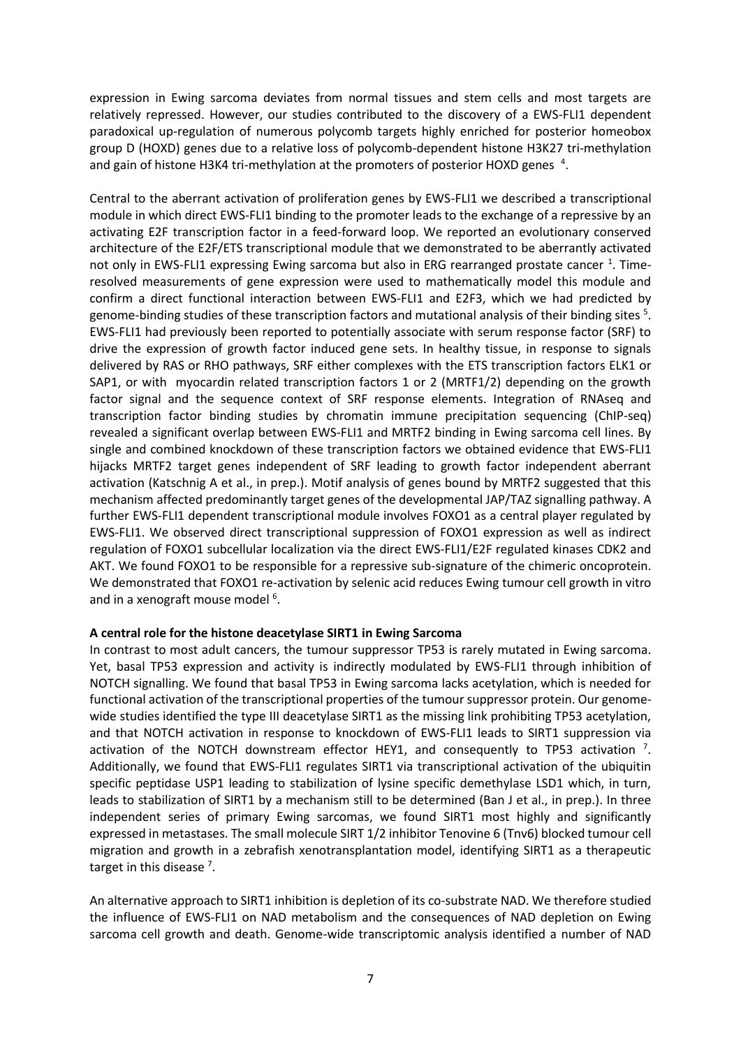expression in Ewing sarcoma deviates from normal tissues and stem cells and most targets are relatively repressed. However, our studies contributed to the discovery of a EWS-FLI1 dependent paradoxical up-regulation of numerous polycomb targets highly enriched for posterior homeobox group D (HOXD) genes due to a relative loss of polycomb-dependent histone H3K27 tri-methylation and gain of histone H3K4 tri-methylation at the promoters of posterior HOXD genes [4].

Central to the aberrant activation of proliferation genes by EWS-FLI1 we described a transcriptional module in which direct EWS-FLI1 binding to the promoter leads to the exchange of a repressive by an activating E2F transcription factor in a feed-forward loop. We reported an evolutionary conserved architecture of the E2F/ETS transcriptional module that we demonstrated to be aberrantly activated not only in EWS-FLI1 expressing Ewing sarcoma but also in ERG rearranged prostate cancer [1]. Time-resolved measurements of gene expression were used to mathematically model this module and confirm a direct functional interaction between EWS-FLI1 and E2F3, which we had predicted by genome-binding studies of these transcription factors and mutational analysis of their binding sites [5]. EWS-FLI1 had previously been reported to potentially associate with serum response factor (SRF) to drive the expression of growth factor induced gene sets. In healthy tissue, in response to signals delivered by RAS or RHO pathways, SRF either complexes with the ETS transcription factors ELK1 or SAP1, or with myocardin related transcription factors 1 or 2 (MRTF1/2) depending on the growth factor signal and the sequence context of SRF response elements. Integration of RNAseq and transcription factor binding studies by chromatin immune precipitation sequencing (ChIP-seq) revealed a significant overlap between EWS-FLI1 and MRTF2 binding in Ewing sarcoma cell lines. By single and combined knockdown of these transcription factors we obtained evidence that EWS-FLI1 hijacks MRTF2 target genes independent of SRF leading to growth factor independent aberrant activation (Katschnig A et al., in prep.). Motif analysis of genes bound by MRTF2 suggested that this mechanism affected predominantly target genes of the developmental JAP/TAZ signalling pathway. A further EWS-FLI1 dependent transcriptional module involves FOXO1 as a central player regulated by EWS-FLI1. We observed direct transcriptional suppression of FOXO1 expression as well as indirect regulation of FOXO1 subcellular localization via the direct EWS-FLI1/E2F regulated kinases CDK2 and AKT. We found FOXO1 to be responsible for a repressive sub-signature of the chimeric oncoprotein. We demonstrated that FOXO1 re-activation by selenic acid reduces Ewing tumour cell growth in vitro and in a xenograft mouse model [6].

**A central role for the histone deacetylase SIRT1 in Ewing Sarcoma**

In contrast to most adult cancers, the tumour suppressor TP53 is rarely mutated in Ewing sarcoma. Yet, basal TP53 expression and activity is indirectly modulated by EWS-FLI1 through inhibition of NOTCH signalling. We found that basal TP53 in Ewing sarcoma lacks acetylation, which is needed for functional activation of the transcriptional properties of the tumour suppressor protein. Our genome-wide studies identified the type III deacetylase SIRT1 as the missing link prohibiting TP53 acetylation, and that NOTCH activation in response to knockdown of EWS-FLI1 leads to SIRT1 suppression via activation of the NOTCH downstream effector HEY1, and consequently to TP53 activation [7]. Additionally, we found that EWS-FLI1 regulates SIRT1 via transcriptional activation of the ubiquitin specific peptidase USP1 leading to stabilization of lysine specific demethylase LSD1 which, in turn, leads to stabilization of SIRT1 by a mechanism still to be determined (Ban J et al., in prep.). In three independent series of primary Ewing sarcomas, we found SIRT1 most highly and significantly expressed in metastases. The small molecule SIRT 1/2 inhibitor Tenovine 6 (Tnv6) blocked tumour cell migration and growth in a zebrafish xenotransplantation model, identifying SIRT1 as a therapeutic target in this disease [7].

An alternative approach to SIRT1 inhibition is depletion of its co-substrate NAD. We therefore studied the influence of EWS-FLI1 on NAD metabolism and the consequences of NAD depletion on Ewing sarcoma cell growth and death. Genome-wide transcriptomic analysis identified a number of NAD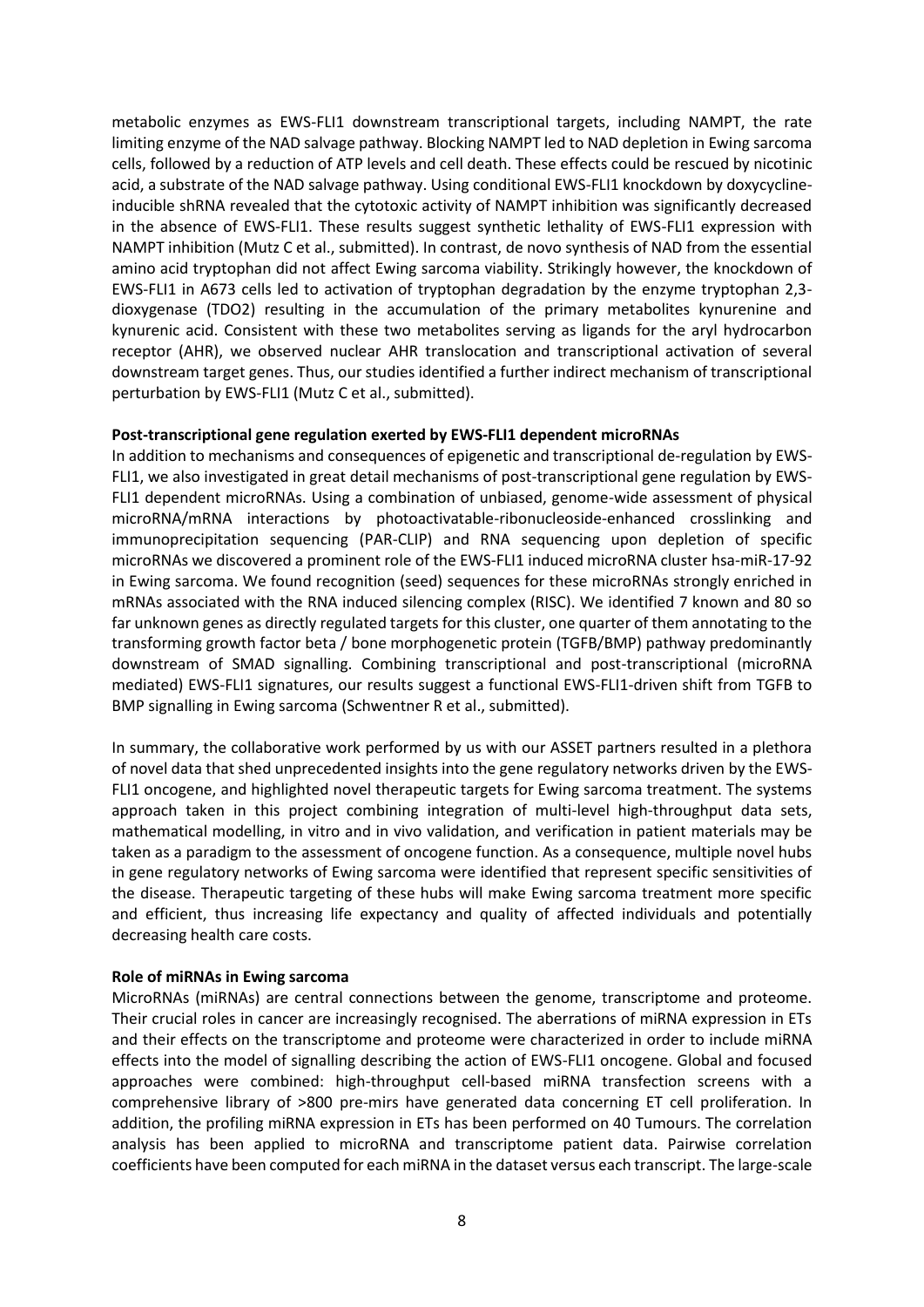metabolic enzymes as EWS-FLI1 downstream transcriptional targets, including NAMPT, the rate limiting enzyme of the NAD salvage pathway. Blocking NAMPT led to NAD depletion in Ewing sarcoma cells, followed by a reduction of ATP levels and cell death. These effects could be rescued by nicotinic acid, a substrate of the NAD salvage pathway. Using conditional EWS-FLI1 knockdown by doxycycline-inducible shRNA revealed that the cytotoxic activity of NAMPT inhibition was significantly decreased in the absence of EWS-FLI1. These results suggest synthetic lethality of EWS-FLI1 expression with NAMPT inhibition (Mutz C et al., submitted). In contrast, de novo synthesis of NAD from the essential amino acid tryptophan did not affect Ewing sarcoma viability. Strikingly however, the knockdown of EWS-FLI1 in A673 cells led to activation of tryptophan degradation by the enzyme tryptophan 2,3-dioxygenase (TDO2) resulting in the accumulation of the primary metabolites kynurenine and kynurenic acid. Consistent with these two metabolites serving as ligands for the aryl hydrocarbon receptor (AHR), we observed nuclear AHR translocation and transcriptional activation of several downstream target genes. Thus, our studies identified a further indirect mechanism of transcriptional perturbation by EWS-FLI1 (Mutz C et al., submitted).

**Post-transcriptional gene regulation exerted by EWS-FLI1 dependent microRNAs**

In addition to mechanisms and consequences of epigenetic and transcriptional de-regulation by EWS-FLI1, we also investigated in great detail mechanisms of post-transcriptional gene regulation by EWS-FLI1 dependent microRNAs. Using a combination of unbiased, genome-wide assessment of physical microRNA/mRNA interactions by photoactivatable-ribonucleoside-enhanced crosslinking and immunoprecipitation sequencing (PAR-CLIP) and RNA sequencing upon depletion of specific microRNAs we discovered a prominent role of the EWS-FLI1 induced microRNA cluster hsa-miR-17-92 in Ewing sarcoma. We found recognition (seed) sequences for these microRNAs strongly enriched in mRNAs associated with the RNA induced silencing complex (RISC). We identified 7 known and 80 so far unknown genes as directly regulated targets for this cluster, one quarter of them annotating to the transforming growth factor beta / bone morphogenetic protein (TGFB/BMP) pathway predominantly downstream of SMAD signalling. Combining transcriptional and post-transcriptional (microRNA mediated) EWS-FLI1 signatures, our results suggest a functional EWS-FLI1-driven shift from TGFB to BMP signalling in Ewing sarcoma (Schwentner R et al., submitted).

In summary, the collaborative work performed by us with our ASSET partners resulted in a plethora of novel data that shed unprecedented insights into the gene regulatory networks driven by the EWS-FLI1 oncogene, and highlighted novel therapeutic targets for Ewing sarcoma treatment. The systems approach taken in this project combining integration of multi-level high-throughput data sets, mathematical modelling, in vitro and in vivo validation, and verification in patient materials may be taken as a paradigm to the assessment of oncogene function. As a consequence, multiple novel hubs in gene regulatory networks of Ewing sarcoma were identified that represent specific sensitivities of the disease. Therapeutic targeting of these hubs will make Ewing sarcoma treatment more specific and efficient, thus increasing life expectancy and quality of affected individuals and potentially decreasing health care costs.

**Role of miRNAs in Ewing sarcoma**

MicroRNAs (miRNAs) are central connections between the genome, transcriptome and proteome. Their crucial roles in cancer are increasingly recognised. The aberrations of miRNA expression in ETs and their effects on the transcriptome and proteome were characterized in order to include miRNA effects into the model of signalling describing the action of EWS-FLI1 oncogene. Global and focused approaches were combined: high-throughput cell-based miRNA transfection screens with a comprehensive library of >800 pre-mirs have generated data concerning ET cell proliferation. In addition, the profiling miRNA expression in ETs has been performed on 40 Tumours. The correlation analysis has been applied to microRNA and transcriptome patient data. Pairwise correlation coefficients have been computed for each miRNA in the dataset versus each transcript. The large-scale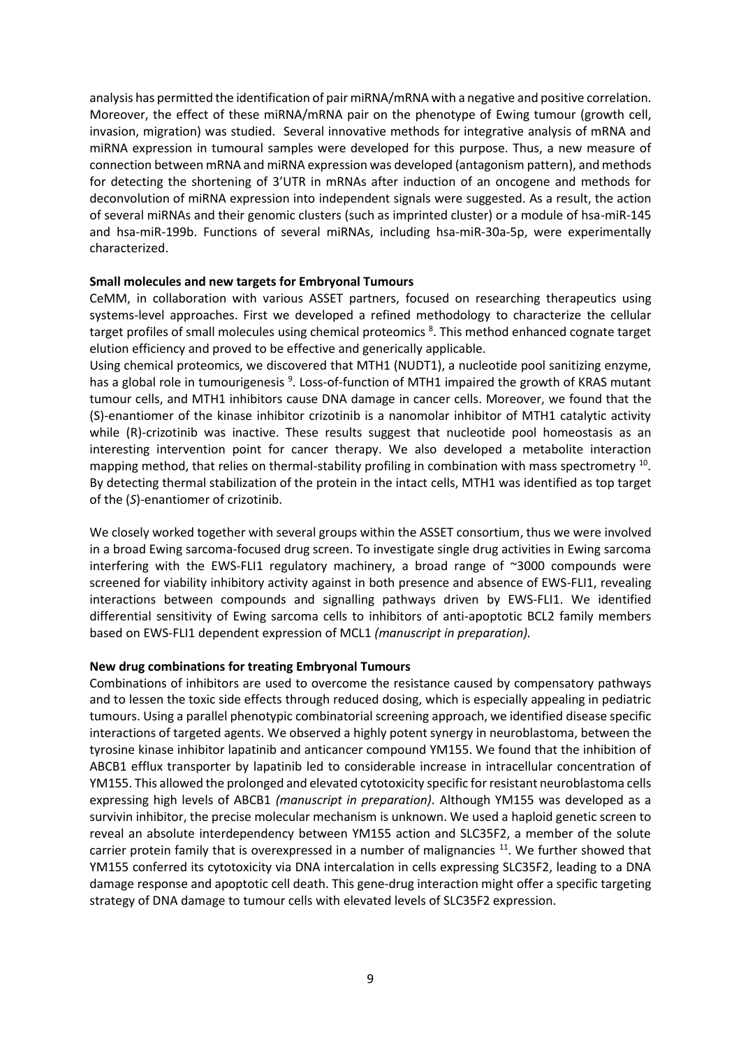analysis has permitted the identification of pair miRNA/mRNA with a negative and positive correlation. Moreover, the effect of these miRNA/mRNA pair on the phenotype of Ewing tumour (growth cell, invasion, migration) was studied. Several innovative methods for integrative analysis of mRNA and miRNA expression in tumoural samples were developed for this purpose. Thus, a new measure of connection between mRNA and miRNA expression was developed (antagonism pattern), and methods for detecting the shortening of 3'UTR in mRNAs after induction of an oncogene and methods for deconvolution of miRNA expression into independent signals were suggested. As a result, the action of several miRNAs and their genomic clusters (such as imprinted cluster) or a module of hsa-miR-145 and hsa-miR-199b. Functions of several miRNAs, including hsa-miR-30a-5p, were experimentally characterized.

**Small molecules and new targets for Embryonal Tumours**

CeMM, in collaboration with various ASSET partners, focused on researching therapeutics using systems-level approaches. First we developed a refined methodology to characterize the cellular target profiles of small molecules using chemical proteomics [8]. This method enhanced cognate target elution efficiency and proved to be effective and generically applicable.

Using chemical proteomics, we discovered that MTH1 (NUDT1), a nucleotide pool sanitizing enzyme, has a global role in tumourigenesis [9]. Loss-of-function of MTH1 impaired the growth of KRAS mutant tumour cells, and MTH1 inhibitors cause DNA damage in cancer cells. Moreover, we found that the (S)-enantiomer of the kinase inhibitor crizotinib is a nanomolar inhibitor of MTH1 catalytic activity while (R)-crizotinib was inactive. These results suggest that nucleotide pool homeostasis as an interesting intervention point for cancer therapy. We also developed a metabolite interaction mapping method, that relies on thermal-stability profiling in combination with mass spectrometry [10]. By detecting thermal stabilization of the protein in the intact cells, MTH1 was identified as top target of the (*S*)-enantiomer of crizotinib.

We closely worked together with several groups within the ASSET consortium, thus we were involved in a broad Ewing sarcoma-focused drug screen. To investigate single drug activities in Ewing sarcoma interfering with the EWS-FLI1 regulatory machinery, a broad range of ~3000 compounds were screened for viability inhibitory activity against in both presence and absence of EWS-FLI1, revealing interactions between compounds and signalling pathways driven by EWS-FLI1. We identified differential sensitivity of Ewing sarcoma cells to inhibitors of anti-apoptotic BCL2 family members based on EWS-FLI1 dependent expression of MCL1 *(manuscript in preparation).*

**New drug combinations for treating Embryonal Tumours**

Combinations of inhibitors are used to overcome the resistance caused by compensatory pathways and to lessen the toxic side effects through reduced dosing, which is especially appealing in pediatric tumours. Using a parallel phenotypic combinatorial screening approach, we identified disease specific interactions of targeted agents. We observed a highly potent synergy in neuroblastoma, between the tyrosine kinase inhibitor lapatinib and anticancer compound YM155. We found that the inhibition of ABCB1 efflux transporter by lapatinib led to considerable increase in intracellular concentration of YM155. This allowed the prolonged and elevated cytotoxicity specific for resistant neuroblastoma cells expressing high levels of ABCB1 *(manuscript in preparation)*. Although YM155 was developed as a survivin inhibitor, the precise molecular mechanism is unknown. We used a haploid genetic screen to reveal an absolute interdependency between YM155 action and SLC35F2, a member of the solute carrier protein family that is overexpressed in a number of malignancies [11]. We further showed that YM155 conferred its cytotoxicity via DNA intercalation in cells expressing SLC35F2, leading to a DNA damage response and apoptotic cell death. This gene-drug interaction might offer a specific targeting strategy of DNA damage to tumour cells with elevated levels of SLC35F2 expression.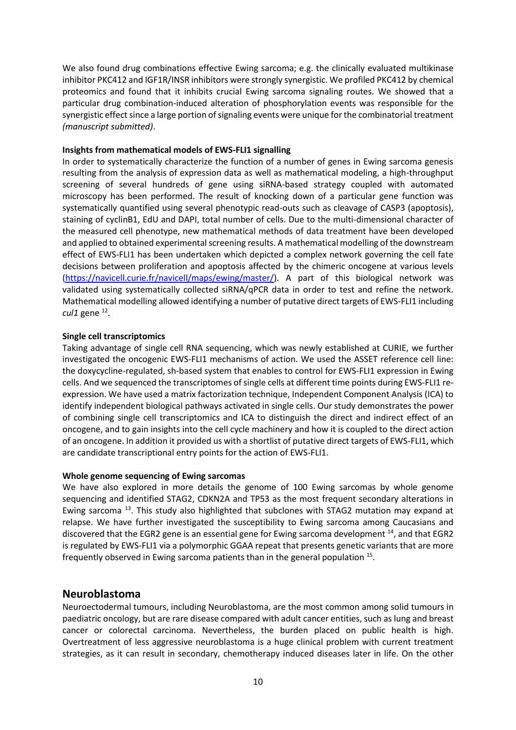We also found drug combinations effective Ewing sarcoma; e.g. the clinically evaluated multikinase inhibitor PKC412 and IGF1R/INSR inhibitors were strongly synergistic. We profiled PKC412 by chemical proteomics and found that it inhibits crucial Ewing sarcoma signaling routes. We showed that a particular drug combination-induced alteration of phosphorylation events was responsible for the synergistic effect since a large portion of signaling events were unique for the combinatorial treatment *(manuscript submitted)*.

**Insights from mathematical models of EWS-FLI1 signalling**

In order to systematically characterize the function of a number of genes in Ewing sarcoma genesis resulting from the analysis of expression data as well as mathematical modeling, a high-throughput screening of several hundreds of gene using siRNA-based strategy coupled with automated microscopy has been performed. The result of knocking down of a particular gene function was systematically quantified using several phenotypic read-outs such as cleavage of CASP3 (apoptosis), staining of cyclinB1, EdU and DAPI, total number of cells. Due to the multi-dimensional character of the measured cell phenotype, new mathematical methods of data treatment have been developed and applied to obtained experimental screening results. A mathematical modelling of the downstream effect of EWS-FLI1 has been undertaken which depicted a complex network governing the cell fate decisions between proliferation and apoptosis affected by the chimeric oncogene at various levels (https://navicell.curie.fr/navicell/maps/ewing/master/). A part of this biological network was validated using systematically collected siRNA/qPCR data in order to test and refine the network. Mathematical modelling allowed identifying a number of putative direct targets of EWS-FLI1 including *cul1* gene [12].

**Single cell transcriptomics**

Taking advantage of single cell RNA sequencing, which was newly established at CURIE, we further investigated the oncogenic EWS-FLI1 mechanisms of action. We used the ASSET reference cell line: the doxycycline-regulated, sh-based system that enables to control for EWS-FLI1 expression in Ewing cells. And we sequenced the transcriptomes of single cells at different time points during EWS-FLI1 re-expression. We have used a matrix factorization technique, Independent Component Analysis (ICA) to identify independent biological pathways activated in single cells. Our study demonstrates the power of combining single cell transcriptomics and ICA to distinguish the direct and indirect effect of an oncogene, and to gain insights into the cell cycle machinery and how it is coupled to the direct action of an oncogene. In addition it provided us with a shortlist of putative direct targets of EWS-FLI1, which are candidate transcriptional entry points for the action of EWS-FLI1.

**Whole genome sequencing of Ewing sarcomas**

We have also explored in more details the genome of 100 Ewing sarcomas by whole genome sequencing and identified STAG2, CDKN2A and TP53 as the most frequent secondary alterations in Ewing sarcoma [13]. This study also highlighted that subclones with STAG2 mutation may expand at relapse. We have further investigated the susceptibility to Ewing sarcoma among Caucasians and discovered that the EGR2 gene is an essential gene for Ewing sarcoma development [14], and that EGR2 is regulated by EWS-FLI1 via a polymorphic GGAA repeat that presents genetic variants that are more frequently observed in Ewing sarcoma patients than in the general population [15].

## Neuroblastoma

Neuroectodermal tumours, including Neuroblastoma, are the most common among solid tumours in paediatric oncology, but are rare disease compared with adult cancer entities, such as lung and breast cancer or colorectal carcinoma. Nevertheless, the burden placed on public health is high. Overtreatment of less aggressive neuroblastoma is a huge clinical problem with current treatment strategies, as it can result in secondary, chemotherapy induced diseases later in life. On the other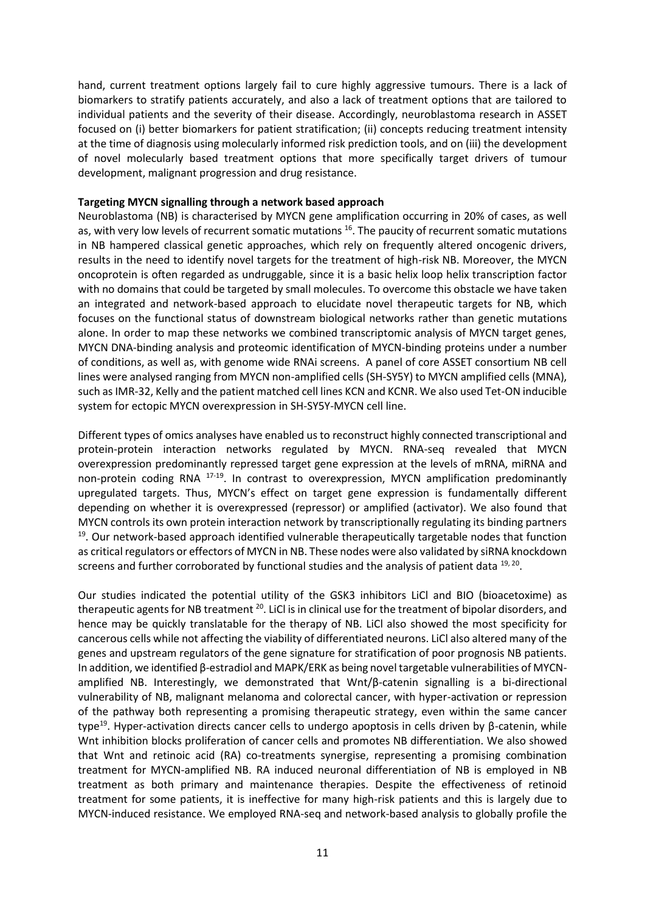hand, current treatment options largely fail to cure highly aggressive tumours. There is a lack of biomarkers to stratify patients accurately, and also a lack of treatment options that are tailored to individual patients and the severity of their disease. Accordingly, neuroblastoma research in ASSET focused on (i) better biomarkers for patient stratification; (ii) concepts reducing treatment intensity at the time of diagnosis using molecularly informed risk prediction tools, and on (iii) the development of novel molecularly based treatment options that more specifically target drivers of tumour development, malignant progression and drug resistance.

**Targeting MYCN signalling through a network based approach**

Neuroblastoma (NB) is characterised by MYCN gene amplification occurring in 20% of cases, as well as, with very low levels of recurrent somatic mutations [16]. The paucity of recurrent somatic mutations in NB hampered classical genetic approaches, which rely on frequently altered oncogenic drivers, results in the need to identify novel targets for the treatment of high-risk NB. Moreover, the MYCN oncoprotein is often regarded as undruggable, since it is a basic helix loop helix transcription factor with no domains that could be targeted by small molecules. To overcome this obstacle we have taken an integrated and network-based approach to elucidate novel therapeutic targets for NB, which focuses on the functional status of downstream biological networks rather than genetic mutations alone. In order to map these networks we combined transcriptomic analysis of MYCN target genes, MYCN DNA-binding analysis and proteomic identification of MYCN-binding proteins under a number of conditions, as well as, with genome wide RNAi screens. A panel of core ASSET consortium NB cell lines were analysed ranging from MYCN non-amplified cells (SH-SY5Y) to MYCN amplified cells (MNA), such as IMR-32, Kelly and the patient matched cell lines KCN and KCNR. We also used Tet-ON inducible system for ectopic MYCN overexpression in SH-SY5Y-MYCN cell line.

Different types of omics analyses have enabled us to reconstruct highly connected transcriptional and protein-protein interaction networks regulated by MYCN. RNA-seq revealed that MYCN overexpression predominantly repressed target gene expression at the levels of mRNA, miRNA and non-protein coding RNA [17-19]. In contrast to overexpression, MYCN amplification predominantly upregulated targets. Thus, MYCN's effect on target gene expression is fundamentally different depending on whether it is overexpressed (repressor) or amplified (activator). We also found that MYCN controls its own protein interaction network by transcriptionally regulating its binding partners [19]. Our network-based approach identified vulnerable therapeutically targetable nodes that function as critical regulators or effectors of MYCN in NB. These nodes were also validated by siRNA knockdown screens and further corroborated by functional studies and the analysis of patient data [19, 20].

Our studies indicated the potential utility of the GSK3 inhibitors LiCl and BIO (bioacetoxime) as therapeutic agents for NB treatment [20]. LiCl is in clinical use for the treatment of bipolar disorders, and hence may be quickly translatable for the therapy of NB. LiCl also showed the most specificity for cancerous cells while not affecting the viability of differentiated neurons. LiCl also altered many of the genes and upstream regulators of the gene signature for stratification of poor prognosis NB patients. In addition, we identified β-estradiol and MAPK/ERK as being novel targetable vulnerabilities of MYCN-amplified NB. Interestingly, we demonstrated that Wnt/β-catenin signalling is a bi-directional vulnerability of NB, malignant melanoma and colorectal cancer, with hyper-activation or repression of the pathway both representing a promising therapeutic strategy, even within the same cancer type[19]. Hyper-activation directs cancer cells to undergo apoptosis in cells driven by β-catenin, while Wnt inhibition blocks proliferation of cancer cells and promotes NB differentiation. We also showed that Wnt and retinoic acid (RA) co-treatments synergise, representing a promising combination treatment for MYCN-amplified NB. RA induced neuronal differentiation of NB is employed in NB treatment as both primary and maintenance therapies. Despite the effectiveness of retinoid treatment for some patients, it is ineffective for many high-risk patients and this is largely due to MYCN-induced resistance. We employed RNA-seq and network-based analysis to globally profile the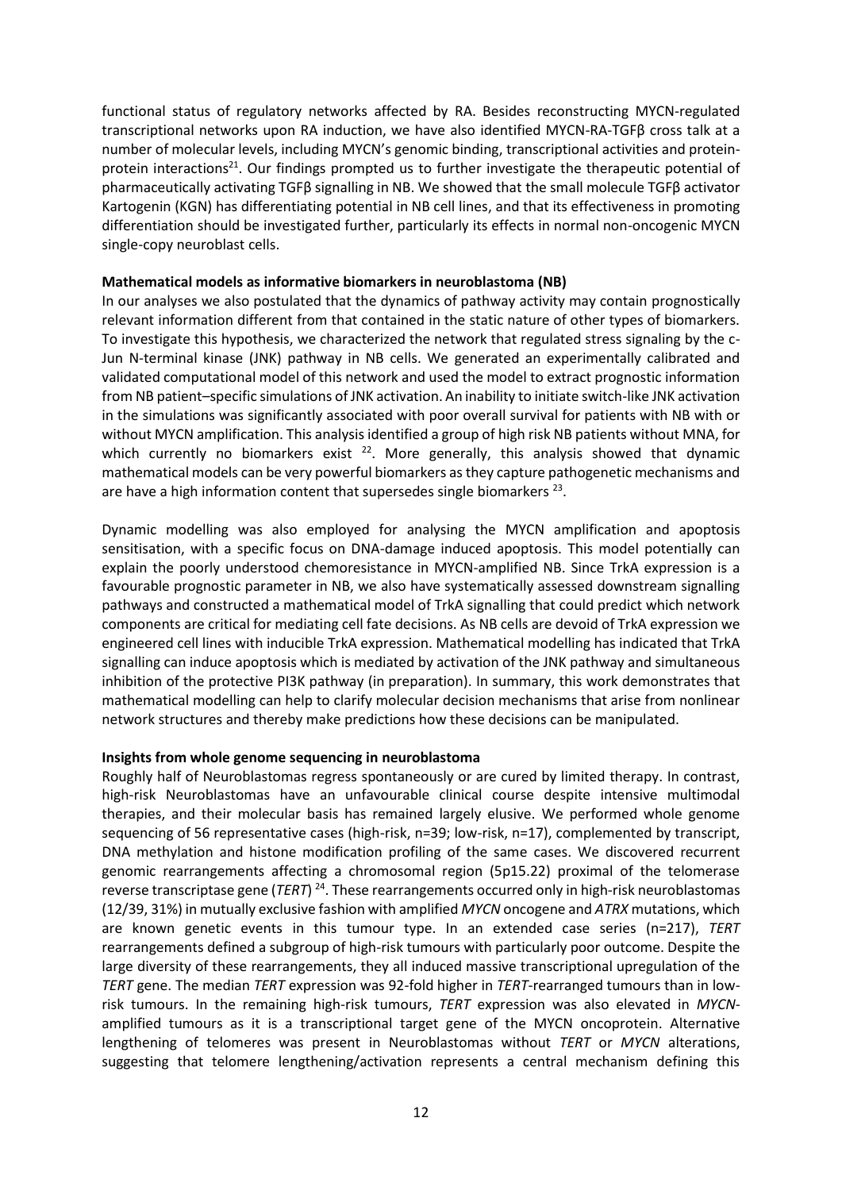functional status of regulatory networks affected by RA. Besides reconstructing MYCN-regulated transcriptional networks upon RA induction, we have also identified MYCN-RA-TGFβ cross talk at a number of molecular levels, including MYCN's genomic binding, transcriptional activities and protein-protein interactions[21]. Our findings prompted us to further investigate the therapeutic potential of pharmaceutically activating TGFβ signalling in NB. We showed that the small molecule TGFβ activator Kartogenin (KGN) has differentiating potential in NB cell lines, and that its effectiveness in promoting differentiation should be investigated further, particularly its effects in normal non-oncogenic MYCN single-copy neuroblast cells.

**Mathematical models as informative biomarkers in neuroblastoma (NB)**

In our analyses we also postulated that the dynamics of pathway activity may contain prognostically relevant information different from that contained in the static nature of other types of biomarkers. To investigate this hypothesis, we characterized the network that regulated stress signaling by the c-Jun N-terminal kinase (JNK) pathway in NB cells. We generated an experimentally calibrated and validated computational model of this network and used the model to extract prognostic information from NB patient–specific simulations of JNK activation. An inability to initiate switch-like JNK activation in the simulations was significantly associated with poor overall survival for patients with NB with or without MYCN amplification. This analysis identified a group of high risk NB patients without MNA, for which currently no biomarkers exist [22]. More generally, this analysis showed that dynamic mathematical models can be very powerful biomarkers as they capture pathogenetic mechanisms and are have a high information content that supersedes single biomarkers [23].

Dynamic modelling was also employed for analysing the MYCN amplification and apoptosis sensitisation, with a specific focus on DNA-damage induced apoptosis. This model potentially can explain the poorly understood chemoresistance in MYCN-amplified NB. Since TrkA expression is a favourable prognostic parameter in NB, we also have systematically assessed downstream signalling pathways and constructed a mathematical model of TrkA signalling that could predict which network components are critical for mediating cell fate decisions. As NB cells are devoid of TrkA expression we engineered cell lines with inducible TrkA expression. Mathematical modelling has indicated that TrkA signalling can induce apoptosis which is mediated by activation of the JNK pathway and simultaneous inhibition of the protective PI3K pathway (in preparation). In summary, this work demonstrates that mathematical modelling can help to clarify molecular decision mechanisms that arise from nonlinear network structures and thereby make predictions how these decisions can be manipulated.

**Insights from whole genome sequencing in neuroblastoma**

Roughly half of Neuroblastomas regress spontaneously or are cured by limited therapy. In contrast, high-risk Neuroblastomas have an unfavourable clinical course despite intensive multimodal therapies, and their molecular basis has remained largely elusive. We performed whole genome sequencing of 56 representative cases (high-risk, n=39; low-risk, n=17), complemented by transcript, DNA methylation and histone modification profiling of the same cases. We discovered recurrent genomic rearrangements affecting a chromosomal region (5p15.22) proximal of the telomerase reverse transcriptase gene (*TERT*) [24]. These rearrangements occurred only in high-risk neuroblastomas (12/39, 31%) in mutually exclusive fashion with amplified *MYCN* oncogene and *ATRX* mutations, which are known genetic events in this tumour type. In an extended case series (n=217), *TERT* rearrangements defined a subgroup of high-risk tumours with particularly poor outcome. Despite the large diversity of these rearrangements, they all induced massive transcriptional upregulation of the *TERT* gene. The median *TERT* expression was 92-fold higher in *TERT*-rearranged tumours than in low-risk tumours. In the remaining high-risk tumours, *TERT* expression was also elevated in *MYCN*-amplified tumours as it is a transcriptional target gene of the MYCN oncoprotein. Alternative lengthening of telomeres was present in Neuroblastomas without *TERT* or *MYCN* alterations, suggesting that telomere lengthening/activation represents a central mechanism defining this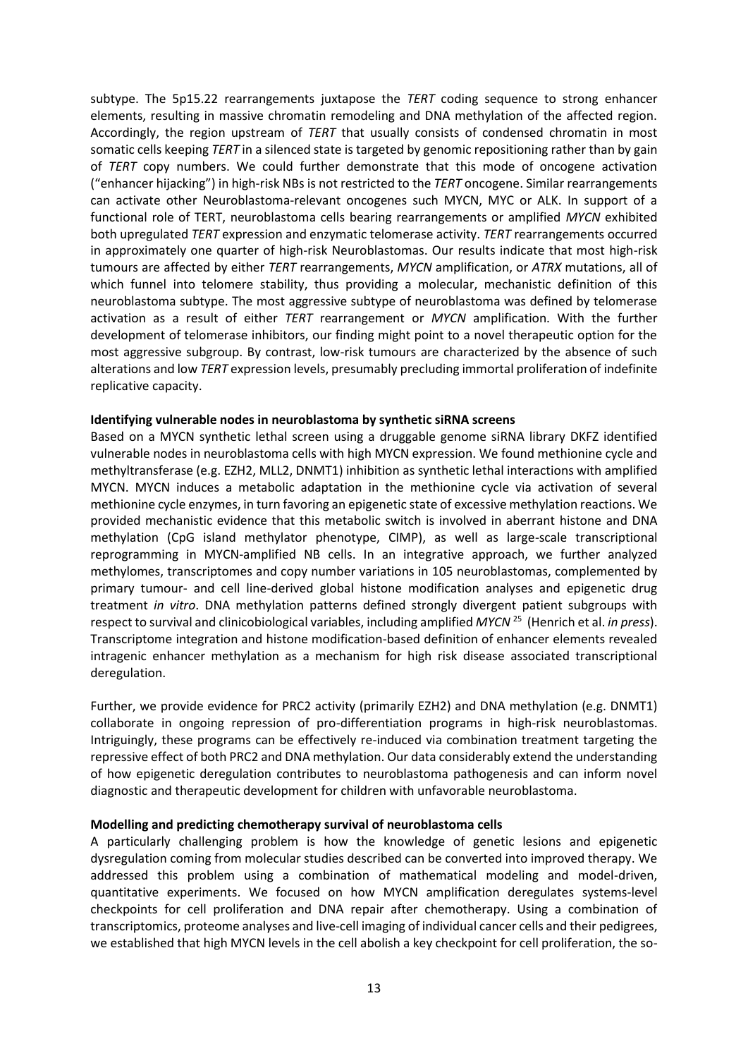subtype. The 5p15.22 rearrangements juxtapose the *TERT* coding sequence to strong enhancer elements, resulting in massive chromatin remodeling and DNA methylation of the affected region. Accordingly, the region upstream of *TERT* that usually consists of condensed chromatin in most somatic cells keeping *TERT* in a silenced state is targeted by genomic repositioning rather than by gain of *TERT* copy numbers. We could further demonstrate that this mode of oncogene activation ("enhancer hijacking") in high-risk NBs is not restricted to the *TERT* oncogene. Similar rearrangements can activate other Neuroblastoma-relevant oncogenes such MYCN, MYC or ALK. In support of a functional role of TERT, neuroblastoma cells bearing rearrangements or amplified *MYCN* exhibited both upregulated *TERT* expression and enzymatic telomerase activity. *TERT* rearrangements occurred in approximately one quarter of high-risk Neuroblastomas. Our results indicate that most high-risk tumours are affected by either *TERT* rearrangements, *MYCN* amplification, or *ATRX* mutations, all of which funnel into telomere stability, thus providing a molecular, mechanistic definition of this neuroblastoma subtype. The most aggressive subtype of neuroblastoma was defined by telomerase activation as a result of either *TERT* rearrangement or *MYCN* amplification. With the further development of telomerase inhibitors, our finding might point to a novel therapeutic option for the most aggressive subgroup. By contrast, low-risk tumours are characterized by the absence of such alterations and low *TERT* expression levels, presumably precluding immortal proliferation of indefinite replicative capacity.

**Identifying vulnerable nodes in neuroblastoma by synthetic siRNA screens**

Based on a MYCN synthetic lethal screen using a druggable genome siRNA library DKFZ identified vulnerable nodes in neuroblastoma cells with high MYCN expression. We found methionine cycle and methyltransferase (e.g. EZH2, MLL2, DNMT1) inhibition as synthetic lethal interactions with amplified MYCN. MYCN induces a metabolic adaptation in the methionine cycle via activation of several methionine cycle enzymes, in turn favoring an epigenetic state of excessive methylation reactions. We provided mechanistic evidence that this metabolic switch is involved in aberrant histone and DNA methylation (CpG island methylator phenotype, CIMP), as well as large-scale transcriptional reprogramming in MYCN-amplified NB cells. In an integrative approach, we further analyzed methylomes, transcriptomes and copy number variations in 105 neuroblastomas, complemented by primary tumour- and cell line-derived global histone modification analyses and epigenetic drug treatment *in vitro*. DNA methylation patterns defined strongly divergent patient subgroups with respect to survival and clinicobiological variables, including amplified *MYCN* [25] (Henrich et al. *in press*). Transcriptome integration and histone modification-based definition of enhancer elements revealed intragenic enhancer methylation as a mechanism for high risk disease associated transcriptional deregulation.

Further, we provide evidence for PRC2 activity (primarily EZH2) and DNA methylation (e.g. DNMT1) collaborate in ongoing repression of pro-differentiation programs in high-risk neuroblastomas. Intriguingly, these programs can be effectively re-induced via combination treatment targeting the repressive effect of both PRC2 and DNA methylation. Our data considerably extend the understanding of how epigenetic deregulation contributes to neuroblastoma pathogenesis and can inform novel diagnostic and therapeutic development for children with unfavorable neuroblastoma.

**Modelling and predicting chemotherapy survival of neuroblastoma cells**

A particularly challenging problem is how the knowledge of genetic lesions and epigenetic dysregulation coming from molecular studies described can be converted into improved therapy. We addressed this problem using a combination of mathematical modeling and model-driven, quantitative experiments. We focused on how MYCN amplification deregulates systems-level checkpoints for cell proliferation and DNA repair after chemotherapy. Using a combination of transcriptomics, proteome analyses and live-cell imaging of individual cancer cells and their pedigrees, we established that high MYCN levels in the cell abolish a key checkpoint for cell proliferation, the so-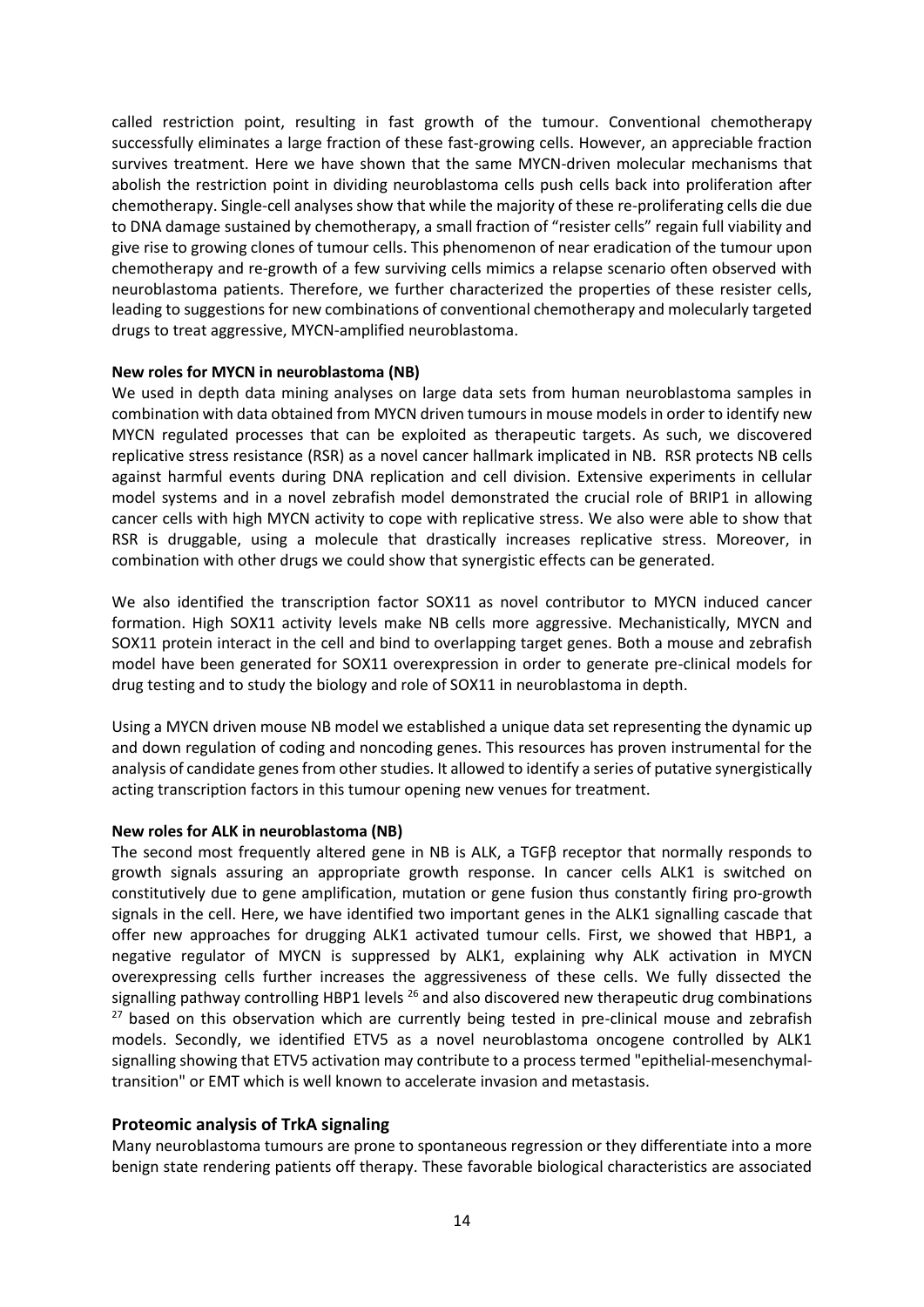called restriction point, resulting in fast growth of the tumour. Conventional chemotherapy successfully eliminates a large fraction of these fast-growing cells. However, an appreciable fraction survives treatment. Here we have shown that the same MYCN-driven molecular mechanisms that abolish the restriction point in dividing neuroblastoma cells push cells back into proliferation after chemotherapy. Single-cell analyses show that while the majority of these re-proliferating cells die due to DNA damage sustained by chemotherapy, a small fraction of "resister cells" regain full viability and give rise to growing clones of tumour cells. This phenomenon of near eradication of the tumour upon chemotherapy and re-growth of a few surviving cells mimics a relapse scenario often observed with neuroblastoma patients. Therefore, we further characterized the properties of these resister cells, leading to suggestions for new combinations of conventional chemotherapy and molecularly targeted drugs to treat aggressive, MYCN-amplified neuroblastoma.

**New roles for MYCN in neuroblastoma (NB)**

We used in depth data mining analyses on large data sets from human neuroblastoma samples in combination with data obtained from MYCN driven tumours in mouse models in order to identify new MYCN regulated processes that can be exploited as therapeutic targets. As such, we discovered replicative stress resistance (RSR) as a novel cancer hallmark implicated in NB. RSR protects NB cells against harmful events during DNA replication and cell division. Extensive experiments in cellular model systems and in a novel zebrafish model demonstrated the crucial role of BRIP1 in allowing cancer cells with high MYCN activity to cope with replicative stress. We also were able to show that RSR is druggable, using a molecule that drastically increases replicative stress. Moreover, in combination with other drugs we could show that synergistic effects can be generated.

We also identified the transcription factor SOX11 as novel contributor to MYCN induced cancer formation. High SOX11 activity levels make NB cells more aggressive. Mechanistically, MYCN and SOX11 protein interact in the cell and bind to overlapping target genes. Both a mouse and zebrafish model have been generated for SOX11 overexpression in order to generate pre-clinical models for drug testing and to study the biology and role of SOX11 in neuroblastoma in depth.

Using a MYCN driven mouse NB model we established a unique data set representing the dynamic up and down regulation of coding and noncoding genes. This resources has proven instrumental for the analysis of candidate genes from other studies. It allowed to identify a series of putative synergistically acting transcription factors in this tumour opening new venues for treatment.

**New roles for ALK in neuroblastoma (NB)**

The second most frequently altered gene in NB is ALK, a TGFβ receptor that normally responds to growth signals assuring an appropriate growth response. In cancer cells ALK1 is switched on constitutively due to gene amplification, mutation or gene fusion thus constantly firing pro-growth signals in the cell. Here, we have identified two important genes in the ALK1 signalling cascade that offer new approaches for drugging ALK1 activated tumour cells. First, we showed that HBP1, a negative regulator of MYCN is suppressed by ALK1, explaining why ALK activation in MYCN overexpressing cells further increases the aggressiveness of these cells. We fully dissected the signalling pathway controlling HBP1 levels [26] and also discovered new therapeutic drug combinations [27] based on this observation which are currently being tested in pre-clinical mouse and zebrafish models. Secondly, we identified ETV5 as a novel neuroblastoma oncogene controlled by ALK1 signalling showing that ETV5 activation may contribute to a process termed "epithelial-mesenchymal-transition" or EMT which is well known to accelerate invasion and metastasis.

## Proteomic analysis of TrkA signaling

Many neuroblastoma tumours are prone to spontaneous regression or they differentiate into a more benign state rendering patients off therapy. These favorable biological characteristics are associated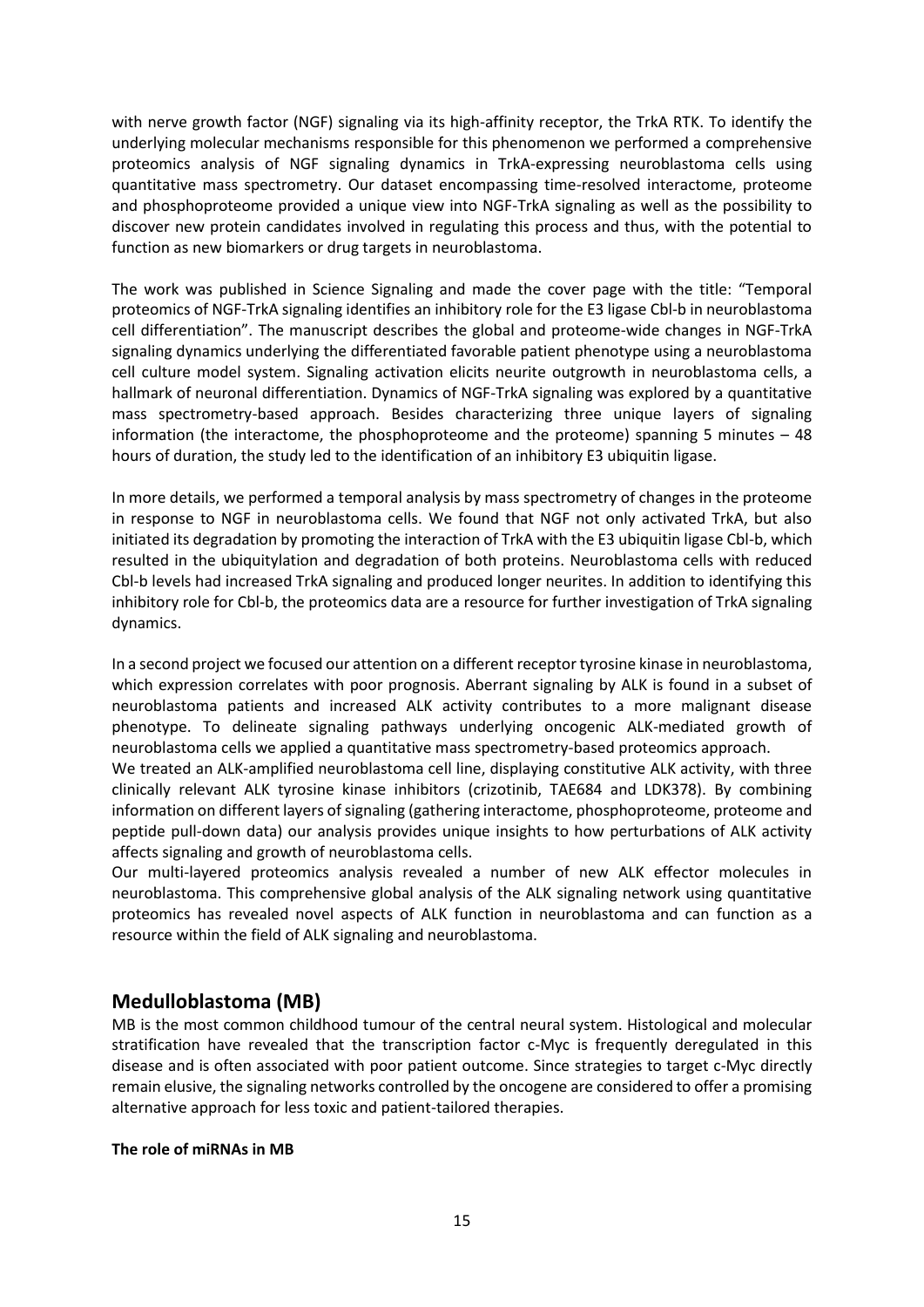with nerve growth factor (NGF) signaling via its high-affinity receptor, the TrkA RTK. To identify the underlying molecular mechanisms responsible for this phenomenon we performed a comprehensive proteomics analysis of NGF signaling dynamics in TrkA-expressing neuroblastoma cells using quantitative mass spectrometry. Our dataset encompassing time-resolved interactome, proteome and phosphoproteome provided a unique view into NGF-TrkA signaling as well as the possibility to discover new protein candidates involved in regulating this process and thus, with the potential to function as new biomarkers or drug targets in neuroblastoma.

The work was published in Science Signaling and made the cover page with the title: "Temporal proteomics of NGF-TrkA signaling identifies an inhibitory role for the E3 ligase Cbl-b in neuroblastoma cell differentiation". The manuscript describes the global and proteome-wide changes in NGF-TrkA signaling dynamics underlying the differentiated favorable patient phenotype using a neuroblastoma cell culture model system. Signaling activation elicits neurite outgrowth in neuroblastoma cells, a hallmark of neuronal differentiation. Dynamics of NGF-TrkA signaling was explored by a quantitative mass spectrometry-based approach. Besides characterizing three unique layers of signaling information (the interactome, the phosphoproteome and the proteome) spanning 5 minutes – 48 hours of duration, the study led to the identification of an inhibitory E3 ubiquitin ligase.

In more details, we performed a temporal analysis by mass spectrometry of changes in the proteome in response to NGF in neuroblastoma cells. We found that NGF not only activated TrkA, but also initiated its degradation by promoting the interaction of TrkA with the E3 ubiquitin ligase Cbl-b, which resulted in the ubiquitylation and degradation of both proteins. Neuroblastoma cells with reduced Cbl-b levels had increased TrkA signaling and produced longer neurites. In addition to identifying this inhibitory role for Cbl-b, the proteomics data are a resource for further investigation of TrkA signaling dynamics.

In a second project we focused our attention on a different receptor tyrosine kinase in neuroblastoma, which expression correlates with poor prognosis. Aberrant signaling by ALK is found in a subset of neuroblastoma patients and increased ALK activity contributes to a more malignant disease phenotype. To delineate signaling pathways underlying oncogenic ALK-mediated growth of neuroblastoma cells we applied a quantitative mass spectrometry-based proteomics approach.

We treated an ALK-amplified neuroblastoma cell line, displaying constitutive ALK activity, with three clinically relevant ALK tyrosine kinase inhibitors (crizotinib, TAE684 and LDK378). By combining information on different layers of signaling (gathering interactome, phosphoproteome, proteome and peptide pull-down data) our analysis provides unique insights to how perturbations of ALK activity affects signaling and growth of neuroblastoma cells.

Our multi-layered proteomics analysis revealed a number of new ALK effector molecules in neuroblastoma. This comprehensive global analysis of the ALK signaling network using quantitative proteomics has revealed novel aspects of ALK function in neuroblastoma and can function as a resource within the field of ALK signaling and neuroblastoma.

## Medulloblastoma (MB)

MB is the most common childhood tumour of the central neural system. Histological and molecular stratification have revealed that the transcription factor c-Myc is frequently deregulated in this disease and is often associated with poor patient outcome. Since strategies to target c-Myc directly remain elusive, the signaling networks controlled by the oncogene are considered to offer a promising alternative approach for less toxic and patient-tailored therapies.

**The role of miRNAs in MB**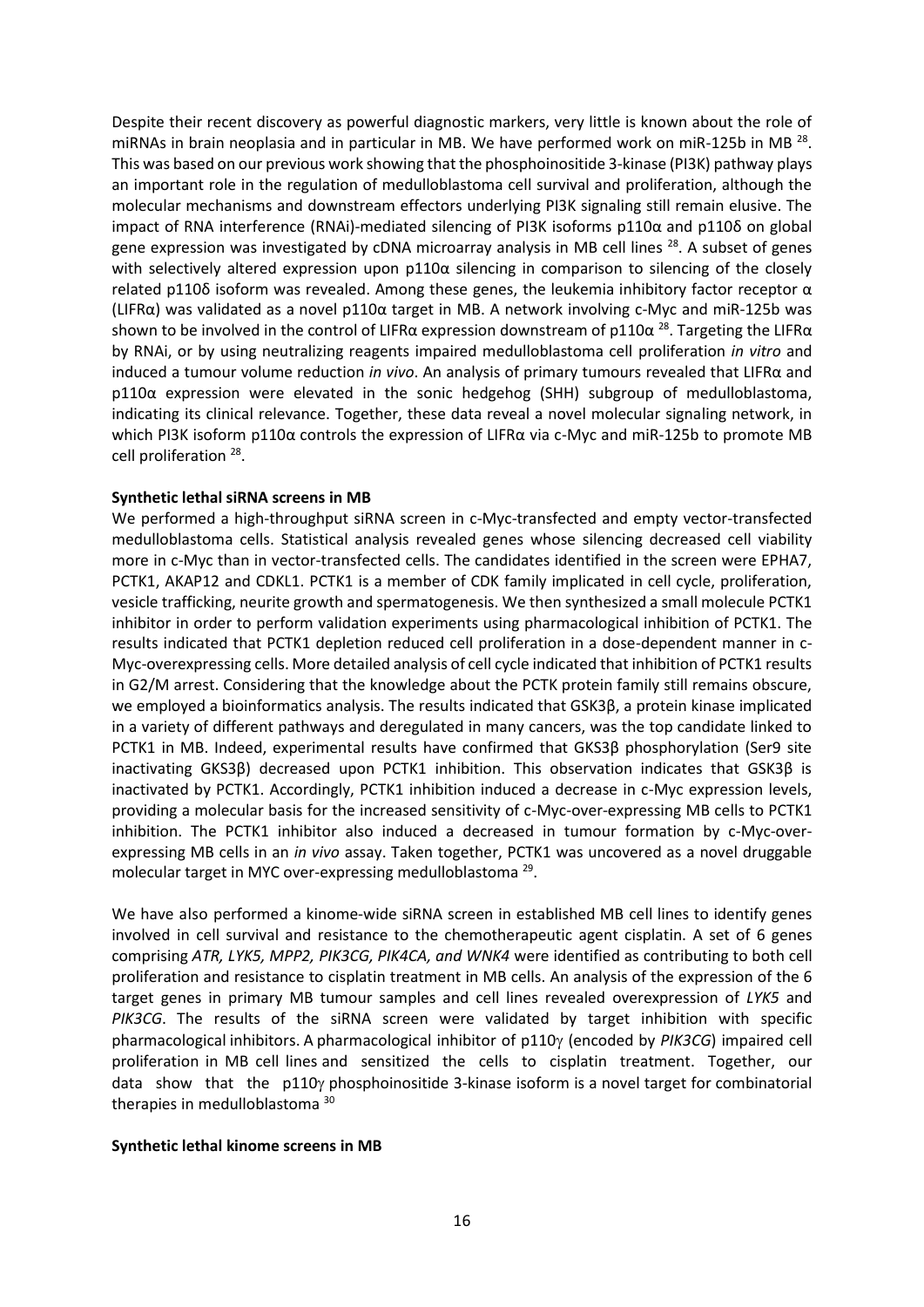Despite their recent discovery as powerful diagnostic markers, very little is known about the role of miRNAs in brain neoplasia and in particular in MB. We have performed work on miR-125b in MB [28]. This was based on our previous work showing that the phosphoinositide 3-kinase (PI3K) pathway plays an important role in the regulation of medulloblastoma cell survival and proliferation, although the molecular mechanisms and downstream effectors underlying PI3K signaling still remain elusive. The impact of RNA interference (RNAi)-mediated silencing of PI3K isoforms p110α and p110δ on global gene expression was investigated by cDNA microarray analysis in MB cell lines [28]. A subset of genes with selectively altered expression upon p110α silencing in comparison to silencing of the closely related p110δ isoform was revealed. Among these genes, the leukemia inhibitory factor receptor α (LIFRα) was validated as a novel p110α target in MB. A network involving c-Myc and miR-125b was shown to be involved in the control of LIFRα expression downstream of p110α [28]. Targeting the LIFRα by RNAi, or by using neutralizing reagents impaired medulloblastoma cell proliferation *in vitro* and induced a tumour volume reduction *in vivo*. An analysis of primary tumours revealed that LIFRα and p110α expression were elevated in the sonic hedgehog (SHH) subgroup of medulloblastoma, indicating its clinical relevance. Together, these data reveal a novel molecular signaling network, in which PI3K isoform p110α controls the expression of LIFRα via c-Myc and miR-125b to promote MB cell proliferation [28].

**Synthetic lethal siRNA screens in MB**

We performed a high-throughput siRNA screen in c-Myc-transfected and empty vector-transfected medulloblastoma cells. Statistical analysis revealed genes whose silencing decreased cell viability more in c-Myc than in vector-transfected cells. The candidates identified in the screen were EPHA7, PCTK1, AKAP12 and CDKL1. PCTK1 is a member of CDK family implicated in cell cycle, proliferation, vesicle trafficking, neurite growth and spermatogenesis. We then synthesized a small molecule PCTK1 inhibitor in order to perform validation experiments using pharmacological inhibition of PCTK1. The results indicated that PCTK1 depletion reduced cell proliferation in a dose-dependent manner in c-Myc-overexpressing cells. More detailed analysis of cell cycle indicated that inhibition of PCTK1 results in G2/M arrest. Considering that the knowledge about the PCTK protein family still remains obscure, we employed a bioinformatics analysis. The results indicated that GSK3β, a protein kinase implicated in a variety of different pathways and deregulated in many cancers, was the top candidate linked to PCTK1 in MB. Indeed, experimental results have confirmed that GKS3β phosphorylation (Ser9 site inactivating GKS3β) decreased upon PCTK1 inhibition. This observation indicates that GSK3β is inactivated by PCTK1. Accordingly, PCTK1 inhibition induced a decrease in c-Myc expression levels, providing a molecular basis for the increased sensitivity of c-Myc-over-expressing MB cells to PCTK1 inhibition. The PCTK1 inhibitor also induced a decreased in tumour formation by c-Myc-over-expressing MB cells in an *in vivo* assay. Taken together, PCTK1 was uncovered as a novel druggable molecular target in MYC over-expressing medulloblastoma [29].

We have also performed a kinome-wide siRNA screen in established MB cell lines to identify genes involved in cell survival and resistance to the chemotherapeutic agent cisplatin. A set of 6 genes comprising *ATR, LYK5, MPP2, PIK3CG, PIK4CA, and WNK4* were identified as contributing to both cell proliferation and resistance to cisplatin treatment in MB cells. An analysis of the expression of the 6 target genes in primary MB tumour samples and cell lines revealed overexpression of *LYK5* and *PIK3CG*. The results of the siRNA screen were validated by target inhibition with specific pharmacological inhibitors. A pharmacological inhibitor of p110γ (encoded by *PIK3CG*) impaired cell proliferation in MB cell lines and sensitized the cells to cisplatin treatment. Together, our data show that the p110γ phosphoinositide 3-kinase isoform is a novel target for combinatorial therapies in medulloblastoma [30]

**Synthetic lethal kinome screens in MB**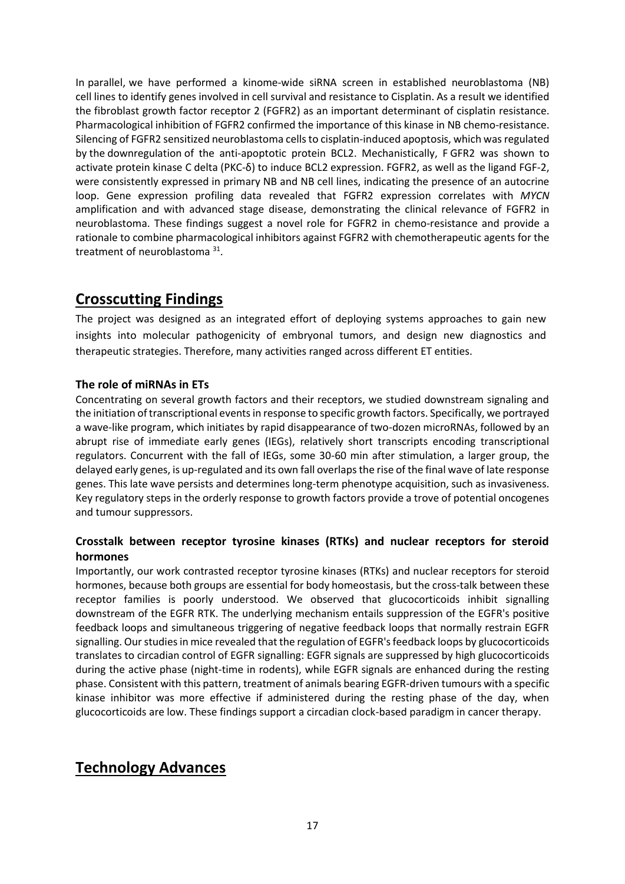In parallel, we have performed a kinome-wide siRNA screen in established neuroblastoma (NB) cell lines to identify genes involved in cell survival and resistance to Cisplatin. As a result we identified the fibroblast growth factor receptor 2 (FGFR2) as an important determinant of cisplatin resistance. Pharmacological inhibition of FGFR2 confirmed the importance of this kinase in NB chemo-resistance. Silencing of FGFR2 sensitized neuroblastoma cells to cisplatin-induced apoptosis, which was regulated by the downregulation of the anti-apoptotic protein BCL2. Mechanistically, F GFR2 was shown to activate protein kinase C delta (PKC-δ) to induce BCL2 expression. FGFR2, as well as the ligand FGF-2, were consistently expressed in primary NB and NB cell lines, indicating the presence of an autocrine loop. Gene expression profiling data revealed that FGFR2 expression correlates with *MYCN* amplification and with advanced stage disease, demonstrating the clinical relevance of FGFR2 in neuroblastoma. These findings suggest a novel role for FGFR2 in chemo-resistance and provide a rationale to combine pharmacological inhibitors against FGFR2 with chemotherapeutic agents for the treatment of neuroblastoma [31].

## Crosscutting Findings

The project was designed as an integrated effort of deploying systems approaches to gain new insights into molecular pathogenicity of embryonal tumors, and design new diagnostics and therapeutic strategies. Therefore, many activities ranged across different ET entities.

### The role of miRNAs in ETs

Concentrating on several growth factors and their receptors, we studied downstream signaling and the initiation of transcriptional events in response to specific growth factors. Specifically, we portrayed a wave-like program, which initiates by rapid disappearance of two-dozen microRNAs, followed by an abrupt rise of immediate early genes (IEGs), relatively short transcripts encoding transcriptional regulators. Concurrent with the fall of IEGs, some 30-60 min after stimulation, a larger group, the delayed early genes, is up-regulated and its own fall overlaps the rise of the final wave of late response genes. This late wave persists and determines long-term phenotype acquisition, such as invasiveness. Key regulatory steps in the orderly response to growth factors provide a trove of potential oncogenes and tumour suppressors.

### Crosstalk between receptor tyrosine kinases (RTKs) and nuclear receptors for steroid hormones

Importantly, our work contrasted receptor tyrosine kinases (RTKs) and nuclear receptors for steroid hormones, because both groups are essential for body homeostasis, but the cross-talk between these receptor families is poorly understood. We observed that glucocorticoids inhibit signalling downstream of the EGFR RTK. The underlying mechanism entails suppression of the EGFR's positive feedback loops and simultaneous triggering of negative feedback loops that normally restrain EGFR signalling. Our studies in mice revealed that the regulation of EGFR's feedback loops by glucocorticoids translates to circadian control of EGFR signalling: EGFR signals are suppressed by high glucocorticoids during the active phase (night-time in rodents), while EGFR signals are enhanced during the resting phase. Consistent with this pattern, treatment of animals bearing EGFR-driven tumours with a specific kinase inhibitor was more effective if administered during the resting phase of the day, when glucocorticoids are low. These findings support a circadian clock-based paradigm in cancer therapy.

## Technology Advances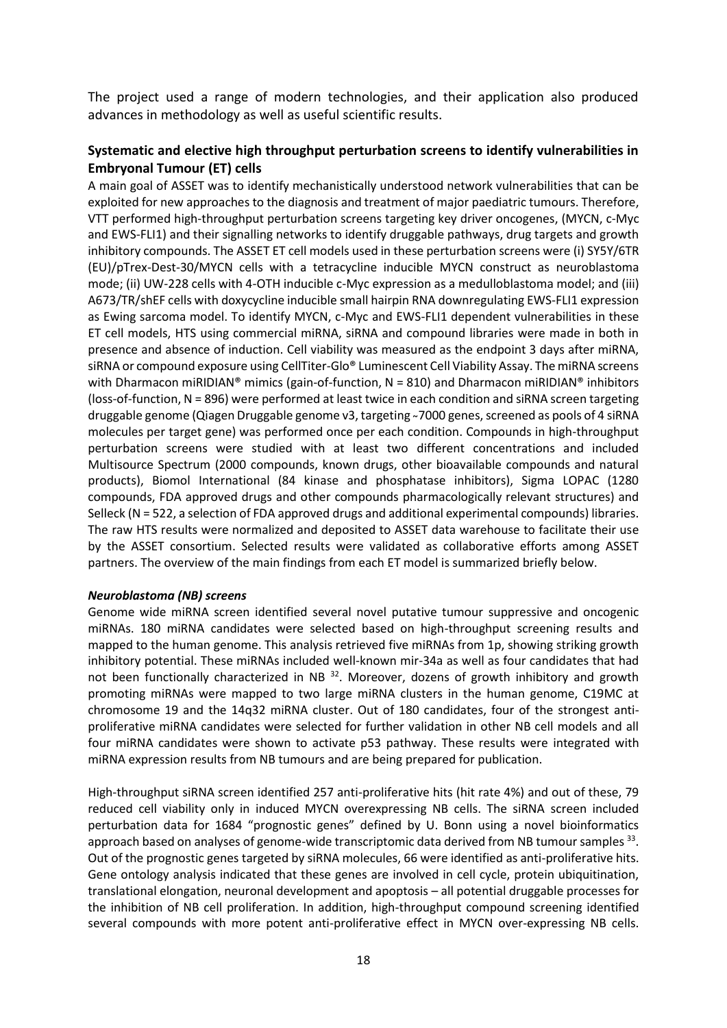The project used a range of modern technologies, and their application also produced advances in methodology as well as useful scientific results.

### Systematic and elective high throughput perturbation screens to identify vulnerabilities in Embryonal Tumour (ET) cells

A main goal of ASSET was to identify mechanistically understood network vulnerabilities that can be exploited for new approaches to the diagnosis and treatment of major paediatric tumours. Therefore, VTT performed high-throughput perturbation screens targeting key driver oncogenes, (MYCN, c-Myc and EWS-FLI1) and their signalling networks to identify druggable pathways, drug targets and growth inhibitory compounds. The ASSET ET cell models used in these perturbation screens were (i) SY5Y/6TR (EU)/pTrex-Dest-30/MYCN cells with a tetracycline inducible MYCN construct as neuroblastoma mode; (ii) UW-228 cells with 4-OTH inducible c-Myc expression as a medulloblastoma model; and (iii) A673/TR/shEF cells with doxycycline inducible small hairpin RNA downregulating EWS-FLI1 expression as Ewing sarcoma model. To identify MYCN, c-Myc and EWS-FLI1 dependent vulnerabilities in these ET cell models, HTS using commercial miRNA, siRNA and compound libraries were made in both in presence and absence of induction. Cell viability was measured as the endpoint 3 days after miRNA, siRNA or compound exposure using CellTiter-Glo® Luminescent Cell Viability Assay. The miRNA screens with Dharmacon miRIDIAN® mimics (gain-of-function, N = 810) and Dharmacon miRIDIAN® inhibitors (loss-of-function, N = 896) were performed at least twice in each condition and siRNA screen targeting druggable genome (Qiagen Druggable genome v3, targeting ~7000 genes, screened as pools of 4 siRNA molecules per target gene) was performed once per each condition. Compounds in high-throughput perturbation screens were studied with at least two different concentrations and included Multisource Spectrum (2000 compounds, known drugs, other bioavailable compounds and natural products), Biomol International (84 kinase and phosphatase inhibitors), Sigma LOPAC (1280 compounds, FDA approved drugs and other compounds pharmacologically relevant structures) and Selleck (N = 522, a selection of FDA approved drugs and additional experimental compounds) libraries. The raw HTS results were normalized and deposited to ASSET data warehouse to facilitate their use by the ASSET consortium. Selected results were validated as collaborative efforts among ASSET partners. The overview of the main findings from each ET model is summarized briefly below.

#### *Neuroblastoma (NB) screens*

Genome wide miRNA screen identified several novel putative tumour suppressive and oncogenic miRNAs. 180 miRNA candidates were selected based on high-throughput screening results and mapped to the human genome. This analysis retrieved five miRNAs from 1p, showing striking growth inhibitory potential. These miRNAs included well-known mir-34a as well as four candidates that had not been functionally characterized in NB [32]. Moreover, dozens of growth inhibitory and growth promoting miRNAs were mapped to two large miRNA clusters in the human genome, C19MC at chromosome 19 and the 14q32 miRNA cluster. Out of 180 candidates, four of the strongest anti-proliferative miRNA candidates were selected for further validation in other NB cell models and all four miRNA candidates were shown to activate p53 pathway. These results were integrated with miRNA expression results from NB tumours and are being prepared for publication.

High-throughput siRNA screen identified 257 anti-proliferative hits (hit rate 4%) and out of these, 79 reduced cell viability only in induced MYCN overexpressing NB cells. The siRNA screen included perturbation data for 1684 "prognostic genes" defined by U. Bonn using a novel bioinformatics approach based on analyses of genome-wide transcriptomic data derived from NB tumour samples [33]. Out of the prognostic genes targeted by siRNA molecules, 66 were identified as anti-proliferative hits. Gene ontology analysis indicated that these genes are involved in cell cycle, protein ubiquitination, translational elongation, neuronal development and apoptosis – all potential druggable processes for the inhibition of NB cell proliferation. In addition, high-throughput compound screening identified several compounds with more potent anti-proliferative effect in MYCN over-expressing NB cells.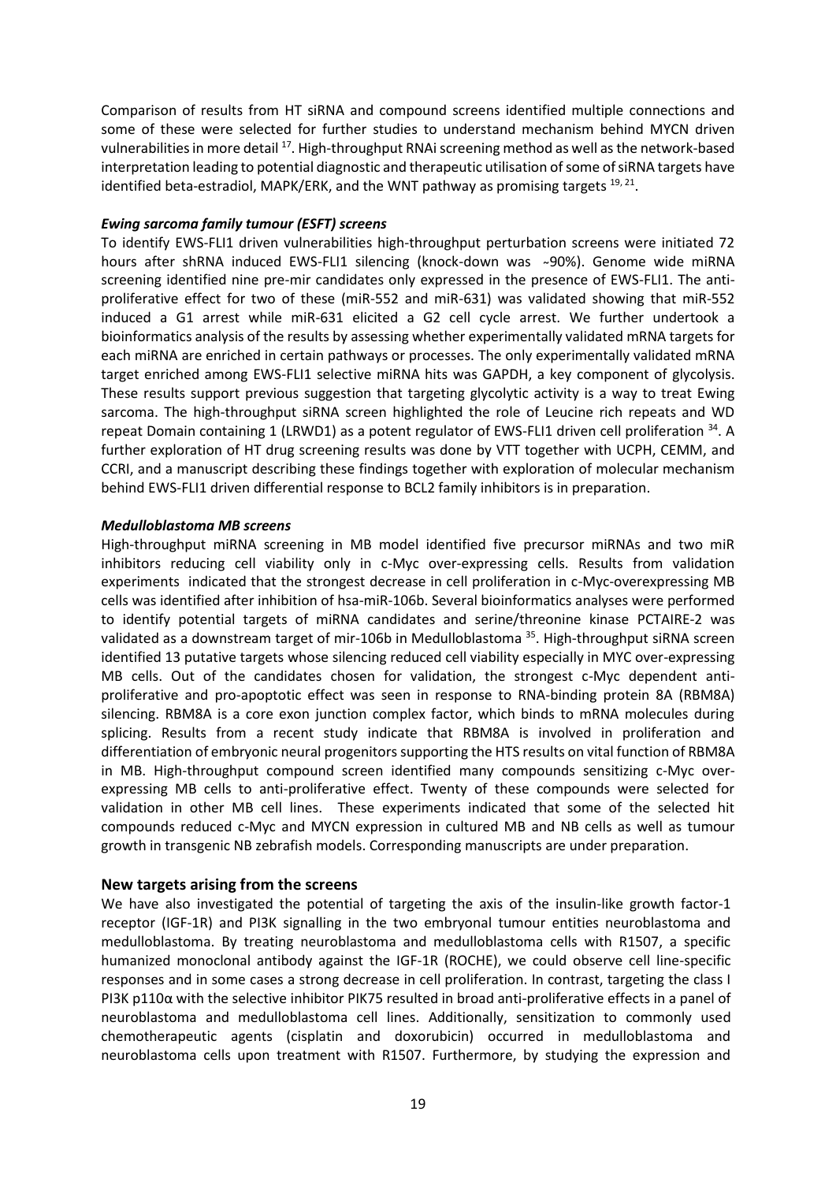Comparison of results from HT siRNA and compound screens identified multiple connections and some of these were selected for further studies to understand mechanism behind MYCN driven vulnerabilities in more detail [17]. High-throughput RNAi screening method as well as the network-based interpretation leading to potential diagnostic and therapeutic utilisation of some of siRNA targets have identified beta-estradiol, MAPK/ERK, and the WNT pathway as promising targets [19, 21].

***Ewing sarcoma family tumour (ESFT) screens***

To identify EWS-FLI1 driven vulnerabilities high-throughput perturbation screens were initiated 72 hours after shRNA induced EWS-FLI1 silencing (knock-down was ~90%). Genome wide miRNA screening identified nine pre-mir candidates only expressed in the presence of EWS-FLI1. The anti-proliferative effect for two of these (miR-552 and miR-631) was validated showing that miR-552 induced a G1 arrest while miR-631 elicited a G2 cell cycle arrest. We further undertook a bioinformatics analysis of the results by assessing whether experimentally validated mRNA targets for each miRNA are enriched in certain pathways or processes. The only experimentally validated mRNA target enriched among EWS-FLI1 selective miRNA hits was GAPDH, a key component of glycolysis. These results support previous suggestion that targeting glycolytic activity is a way to treat Ewing sarcoma. The high-throughput siRNA screen highlighted the role of Leucine rich repeats and WD repeat Domain containing 1 (LRWD1) as a potent regulator of EWS-FLI1 driven cell proliferation [34]. A further exploration of HT drug screening results was done by VTT together with UCPH, CEMM, and CCRI, and a manuscript describing these findings together with exploration of molecular mechanism behind EWS-FLI1 driven differential response to BCL2 family inhibitors is in preparation.

***Medulloblastoma MB screens***

High-throughput miRNA screening in MB model identified five precursor miRNAs and two miR inhibitors reducing cell viability only in c-Myc over-expressing cells. Results from validation experiments indicated that the strongest decrease in cell proliferation in c-Myc-overexpressing MB cells was identified after inhibition of hsa-miR-106b. Several bioinformatics analyses were performed to identify potential targets of miRNA candidates and serine/threonine kinase PCTAIRE-2 was validated as a downstream target of mir-106b in Medulloblastoma [35]. High-throughput siRNA screen identified 13 putative targets whose silencing reduced cell viability especially in MYC over-expressing MB cells. Out of the candidates chosen for validation, the strongest c-Myc dependent anti-proliferative and pro-apoptotic effect was seen in response to RNA-binding protein 8A (RBM8A) silencing. RBM8A is a core exon junction complex factor, which binds to mRNA molecules during splicing. Results from a recent study indicate that RBM8A is involved in proliferation and differentiation of embryonic neural progenitors supporting the HTS results on vital function of RBM8A in MB. High-throughput compound screen identified many compounds sensitizing c-Myc over-expressing MB cells to anti-proliferative effect. Twenty of these compounds were selected for validation in other MB cell lines. These experiments indicated that some of the selected hit compounds reduced c-Myc and MYCN expression in cultured MB and NB cells as well as tumour growth in transgenic NB zebrafish models. Corresponding manuscripts are under preparation.

## New targets arising from the screens

We have also investigated the potential of targeting the axis of the insulin-like growth factor-1 receptor (IGF-1R) and PI3K signalling in the two embryonal tumour entities neuroblastoma and medulloblastoma. By treating neuroblastoma and medulloblastoma cells with R1507, a specific humanized monoclonal antibody against the IGF-1R (ROCHE), we could observe cell line-specific responses and in some cases a strong decrease in cell proliferation. In contrast, targeting the class I PI3K p110α with the selective inhibitor PIK75 resulted in broad anti-proliferative effects in a panel of neuroblastoma and medulloblastoma cell lines. Additionally, sensitization to commonly used chemotherapeutic agents (cisplatin and doxorubicin) occurred in medulloblastoma and neuroblastoma cells upon treatment with R1507. Furthermore, by studying the expression and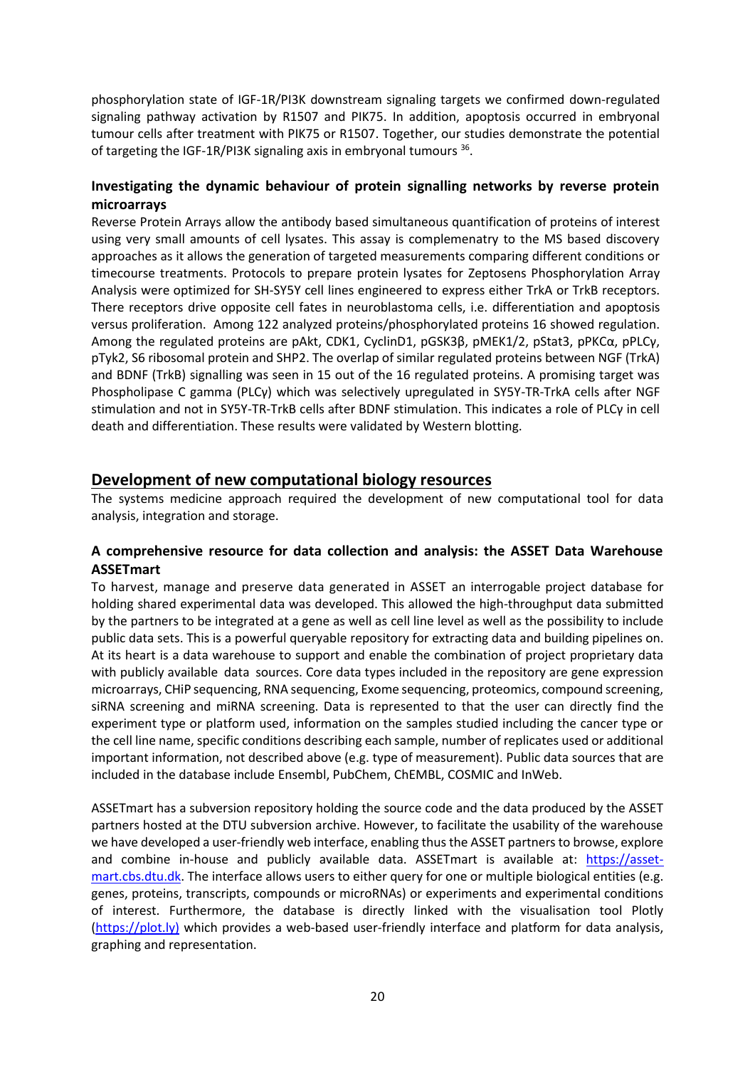phosphorylation state of IGF-1R/PI3K downstream signaling targets we confirmed down-regulated signaling pathway activation by R1507 and PIK75. In addition, apoptosis occurred in embryonal tumour cells after treatment with PIK75 or R1507. Together, our studies demonstrate the potential of targeting the IGF-1R/PI3K signaling axis in embryonal tumours [36].

### Investigating the dynamic behaviour of protein signalling networks by reverse protein microarrays

Reverse Protein Arrays allow the antibody based simultaneous quantification of proteins of interest using very small amounts of cell lysates. This assay is complemenatry to the MS based discovery approaches as it allows the generation of targeted measurements comparing different conditions or timecourse treatments. Protocols to prepare protein lysates for Zeptosens Phosphorylation Array Analysis were optimized for SH-SY5Y cell lines engineered to express either TrkA or TrkB receptors. There receptors drive opposite cell fates in neuroblastoma cells, i.e. differentiation and apoptosis versus proliferation. Among 122 analyzed proteins/phosphorylated proteins 16 showed regulation. Among the regulated proteins are pAkt, CDK1, CyclinD1, pGSK3β, pMEK1/2, pStat3, pPKCα, pPLCγ, pTyk2, S6 ribosomal protein and SHP2. The overlap of similar regulated proteins between NGF (TrkA) and BDNF (TrkB) signalling was seen in 15 out of the 16 regulated proteins. A promising target was Phospholipase C gamma (PLCγ) which was selectively upregulated in SY5Y-TR-TrkA cells after NGF stimulation and not in SY5Y-TR-TrkB cells after BDNF stimulation. This indicates a role of PLCγ in cell death and differentiation. These results were validated by Western blotting.

## Development of new computational biology resources

The systems medicine approach required the development of new computational tool for data analysis, integration and storage.

### A comprehensive resource for data collection and analysis: the ASSET Data Warehouse ASSETmart

To harvest, manage and preserve data generated in ASSET an interrogable project database for holding shared experimental data was developed. This allowed the high-throughput data submitted by the partners to be integrated at a gene as well as cell line level as well as the possibility to include public data sets. This is a powerful queryable repository for extracting data and building pipelines on. At its heart is a data warehouse to support and enable the combination of project proprietary data with publicly available data sources. Core data types included in the repository are gene expression microarrays, CHiP sequencing, RNA sequencing, Exome sequencing, proteomics, compound screening, siRNA screening and miRNA screening. Data is represented to that the user can directly find the experiment type or platform used, information on the samples studied including the cancer type or the cell line name, specific conditions describing each sample, number of replicates used or additional important information, not described above (e.g. type of measurement). Public data sources that are included in the database include Ensembl, PubChem, ChEMBL, COSMIC and InWeb.

ASSETmart has a subversion repository holding the source code and the data produced by the ASSET partners hosted at the DTU subversion archive. However, to facilitate the usability of the warehouse we have developed a user-friendly web interface, enabling thus the ASSET partners to browse, explore and combine in-house and publicly available data. ASSETmart is available at: https://asset-mart.cbs.dtu.dk. The interface allows users to either query for one or multiple biological entities (e.g. genes, proteins, transcripts, compounds or microRNAs) or experiments and experimental conditions of interest. Furthermore, the database is directly linked with the visualisation tool Plotly (https://plot.ly) which provides a web-based user-friendly interface and platform for data analysis, graphing and representation.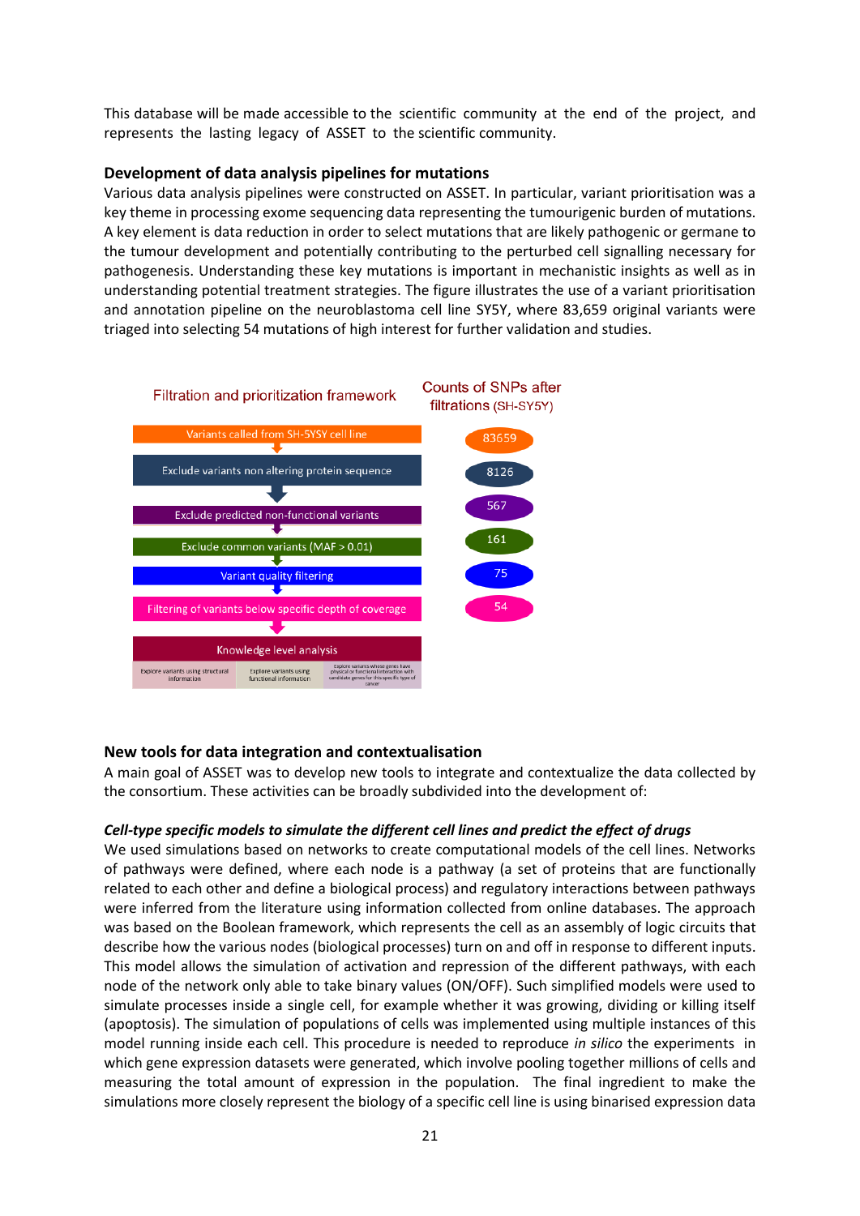This database will be made accessible to the scientific community at the end of the project, and represents the lasting legacy of ASSET to the scientific community.

### Development of data analysis pipelines for mutations

Various data analysis pipelines were constructed on ASSET. In particular, variant prioritisation was a key theme in processing exome sequencing data representing the tumourigenic burden of mutations. A key element is data reduction in order to select mutations that are likely pathogenic or germane to the tumour development and potentially contributing to the perturbed cell signalling necessary for pathogenesis. Understanding these key mutations is important in mechanistic insights as well as in understanding potential treatment strategies. The figure illustrates the use of a variant prioritisation and annotation pipeline on the neuroblastoma cell line SY5Y, where 83,659 original variants were triaged into selecting 54 mutations of high interest for further validation and studies.

| Filtration and prioritization framework | Counts of SNPs after filtrations (SH-SY5Y) |
|---|---|
| Variants called from SH-SY5Y cell line | 83659 |
| Exclude variants non altering protein sequence | 8126 |
| Exclude predicted non-functional variants | 567 |
| Exclude common variants (MAF > 0.01) | 161 |
| Variant quality filtering | 75 |
| Filtering of variants below specific depth of coverage | 54 |
| Knowledge level analysis: Explore variants using structural information; Explore variants using functional information; Explore variants whose genes have physical or functional interaction with candidate genes for this specific type of cancer | |

### New tools for data integration and contextualisation

A main goal of ASSET was to develop new tools to integrate and contextualize the data collected by the consortium. These activities can be broadly subdivided into the development of:

#### *Cell-type specific models to simulate the different cell lines and predict the effect of drugs*

We used simulations based on networks to create computational models of the cell lines. Networks of pathways were defined, where each node is a pathway (a set of proteins that are functionally related to each other and define a biological process) and regulatory interactions between pathways were inferred from the literature using information collected from online databases. The approach was based on the Boolean framework, which represents the cell as an assembly of logic circuits that describe how the various nodes (biological processes) turn on and off in response to different inputs. This model allows the simulation of activation and repression of the different pathways, with each node of the network only able to take binary values (ON/OFF). Such simplified models were used to simulate processes inside a single cell, for example whether it was growing, dividing or killing itself (apoptosis). The simulation of populations of cells was implemented using multiple instances of this model running inside each cell. This procedure is needed to reproduce *in silico* the experiments in which gene expression datasets were generated, which involve pooling together millions of cells and measuring the total amount of expression in the population. The final ingredient to make the simulations more closely represent the biology of a specific cell line is using binarised expression data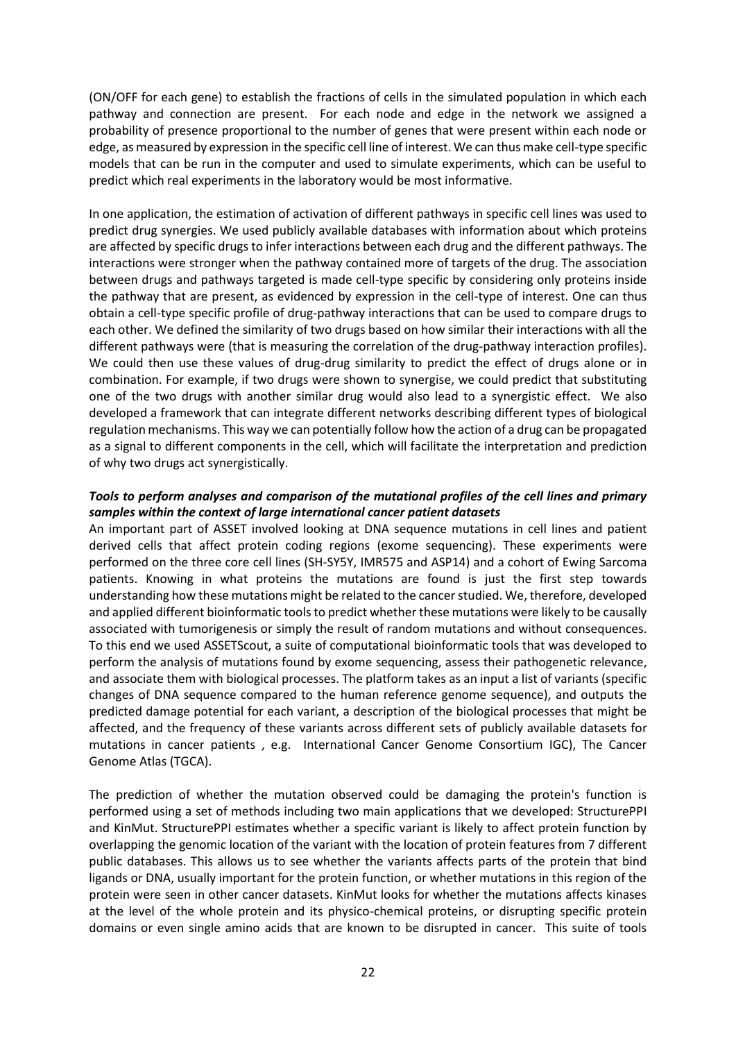(ON/OFF for each gene) to establish the fractions of cells in the simulated population in which each pathway and connection are present. For each node and edge in the network we assigned a probability of presence proportional to the number of genes that were present within each node or edge, as measured by expression in the specific cell line of interest. We can thus make cell-type specific models that can be run in the computer and used to simulate experiments, which can be useful to predict which real experiments in the laboratory would be most informative.

In one application, the estimation of activation of different pathways in specific cell lines was used to predict drug synergies. We used publicly available databases with information about which proteins are affected by specific drugs to infer interactions between each drug and the different pathways. The interactions were stronger when the pathway contained more of targets of the drug. The association between drugs and pathways targeted is made cell-type specific by considering only proteins inside the pathway that are present, as evidenced by expression in the cell-type of interest. One can thus obtain a cell-type specific profile of drug-pathway interactions that can be used to compare drugs to each other. We defined the similarity of two drugs based on how similar their interactions with all the different pathways were (that is measuring the correlation of the drug-pathway interaction profiles). We could then use these values of drug-drug similarity to predict the effect of drugs alone or in combination. For example, if two drugs were shown to synergise, we could predict that substituting one of the two drugs with another similar drug would also lead to a synergistic effect. We also developed a framework that can integrate different networks describing different types of biological regulation mechanisms. This way we can potentially follow how the action of a drug can be propagated as a signal to different components in the cell, which will facilitate the interpretation and prediction of why two drugs act synergistically.

***Tools to perform analyses and comparison of the mutational profiles of the cell lines and primary samples within the context of large international cancer patient datasets***

An important part of ASSET involved looking at DNA sequence mutations in cell lines and patient derived cells that affect protein coding regions (exome sequencing). These experiments were performed on the three core cell lines (SH-SY5Y, IMR575 and ASP14) and a cohort of Ewing Sarcoma patients. Knowing in what proteins the mutations are found is just the first step towards understanding how these mutations might be related to the cancer studied. We, therefore, developed and applied different bioinformatic tools to predict whether these mutations were likely to be causally associated with tumorigenesis or simply the result of random mutations and without consequences. To this end we used ASSETScout, a suite of computational bioinformatic tools that was developed to perform the analysis of mutations found by exome sequencing, assess their pathogenetic relevance, and associate them with biological processes. The platform takes as an input a list of variants (specific changes of DNA sequence compared to the human reference genome sequence), and outputs the predicted damage potential for each variant, a description of the biological processes that might be affected, and the frequency of these variants across different sets of publicly available datasets for mutations in cancer patients , e.g. International Cancer Genome Consortium IGC), The Cancer Genome Atlas (TGCA).

The prediction of whether the mutation observed could be damaging the protein's function is performed using a set of methods including two main applications that we developed: StructurePPI and KinMut. StructurePPI estimates whether a specific variant is likely to affect protein function by overlapping the genomic location of the variant with the location of protein features from 7 different public databases. This allows us to see whether the variants affects parts of the protein that bind ligands or DNA, usually important for the protein function, or whether mutations in this region of the protein were seen in other cancer datasets. KinMut looks for whether the mutations affects kinases at the level of the whole protein and its physico-chemical proteins, or disrupting specific protein domains or even single amino acids that are known to be disrupted in cancer. This suite of tools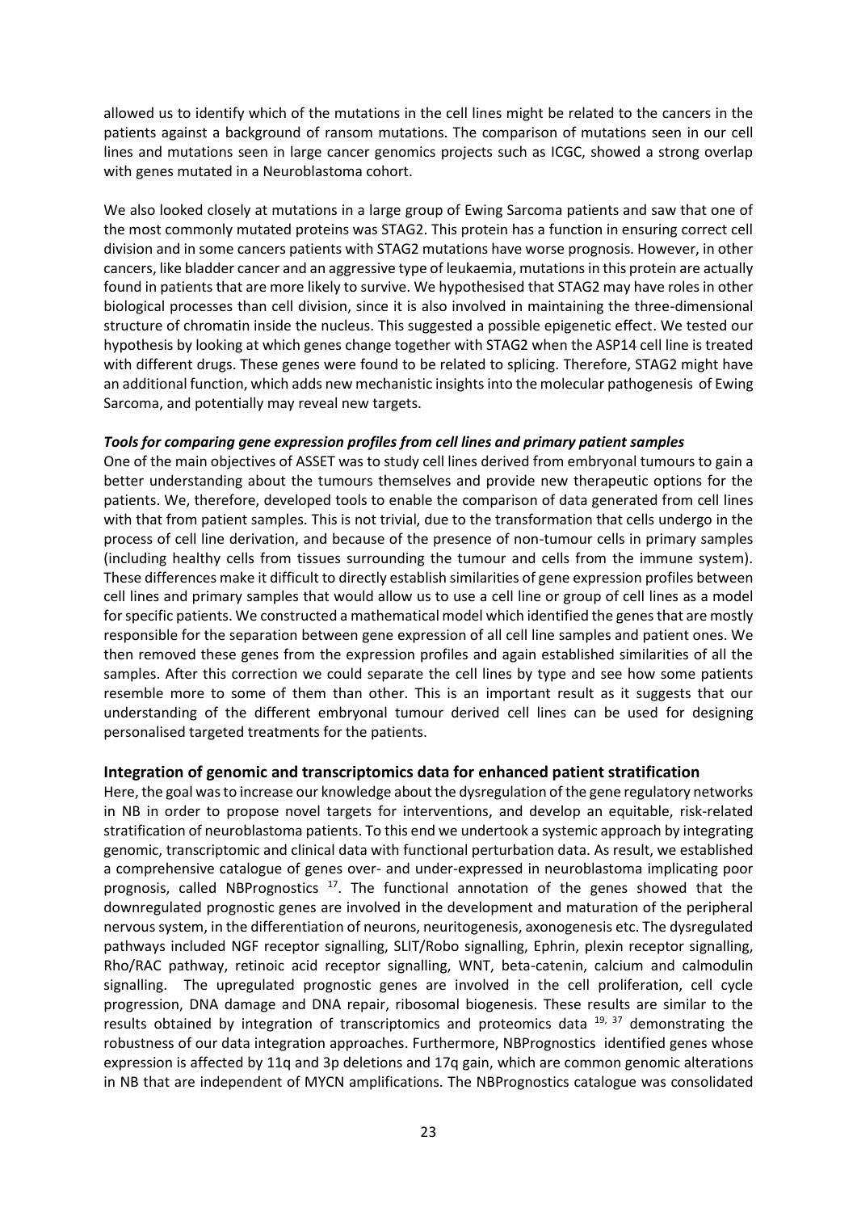allowed us to identify which of the mutations in the cell lines might be related to the cancers in the patients against a background of ransom mutations. The comparison of mutations seen in our cell lines and mutations seen in large cancer genomics projects such as ICGC, showed a strong overlap with genes mutated in a Neuroblastoma cohort.

We also looked closely at mutations in a large group of Ewing Sarcoma patients and saw that one of the most commonly mutated proteins was STAG2. This protein has a function in ensuring correct cell division and in some cancers patients with STAG2 mutations have worse prognosis. However, in other cancers, like bladder cancer and an aggressive type of leukaemia, mutations in this protein are actually found in patients that are more likely to survive. We hypothesised that STAG2 may have roles in other biological processes than cell division, since it is also involved in maintaining the three-dimensional structure of chromatin inside the nucleus. This suggested a possible epigenetic effect. We tested our hypothesis by looking at which genes change together with STAG2 when the ASP14 cell line is treated with different drugs. These genes were found to be related to splicing. Therefore, STAG2 might have an additional function, which adds new mechanistic insights into the molecular pathogenesis of Ewing Sarcoma, and potentially may reveal new targets.

***Tools for comparing gene expression profiles from cell lines and primary patient samples***

One of the main objectives of ASSET was to study cell lines derived from embryonal tumours to gain a better understanding about the tumours themselves and provide new therapeutic options for the patients. We, therefore, developed tools to enable the comparison of data generated from cell lines with that from patient samples. This is not trivial, due to the transformation that cells undergo in the process of cell line derivation, and because of the presence of non-tumour cells in primary samples (including healthy cells from tissues surrounding the tumour and cells from the immune system). These differences make it difficult to directly establish similarities of gene expression profiles between cell lines and primary samples that would allow us to use a cell line or group of cell lines as a model for specific patients. We constructed a mathematical model which identified the genes that are mostly responsible for the separation between gene expression of all cell line samples and patient ones. We then removed these genes from the expression profiles and again established similarities of all the samples. After this correction we could separate the cell lines by type and see how some patients resemble more to some of them than other. This is an important result as it suggests that our understanding of the different embryonal tumour derived cell lines can be used for designing personalised targeted treatments for the patients.

### Integration of genomic and transcriptomics data for enhanced patient stratification

Here, the goal was to increase our knowledge about the dysregulation of the gene regulatory networks in NB in order to propose novel targets for interventions, and develop an equitable, risk-related stratification of neuroblastoma patients. To this end we undertook a systemic approach by integrating genomic, transcriptomic and clinical data with functional perturbation data. As result, we established a comprehensive catalogue of genes over- and under-expressed in neuroblastoma implicating poor prognosis, called NBPrognostics [17]. The functional annotation of the genes showed that the downregulated prognostic genes are involved in the development and maturation of the peripheral nervous system, in the differentiation of neurons, neuritogenesis, axonogenesis etc. The dysregulated pathways included NGF receptor signalling, SLIT/Robo signalling, Ephrin, plexin receptor signalling, Rho/RAC pathway, retinoic acid receptor signalling, WNT, beta-catenin, calcium and calmodulin signalling. The upregulated prognostic genes are involved in the cell proliferation, cell cycle progression, DNA damage and DNA repair, ribosomal biogenesis. These results are similar to the results obtained by integration of transcriptomics and proteomics data [19, 37] demonstrating the robustness of our data integration approaches. Furthermore, NBPrognostics identified genes whose expression is affected by 11q and 3p deletions and 17q gain, which are common genomic alterations in NB that are independent of MYCN amplifications. The NBPrognostics catalogue was consolidated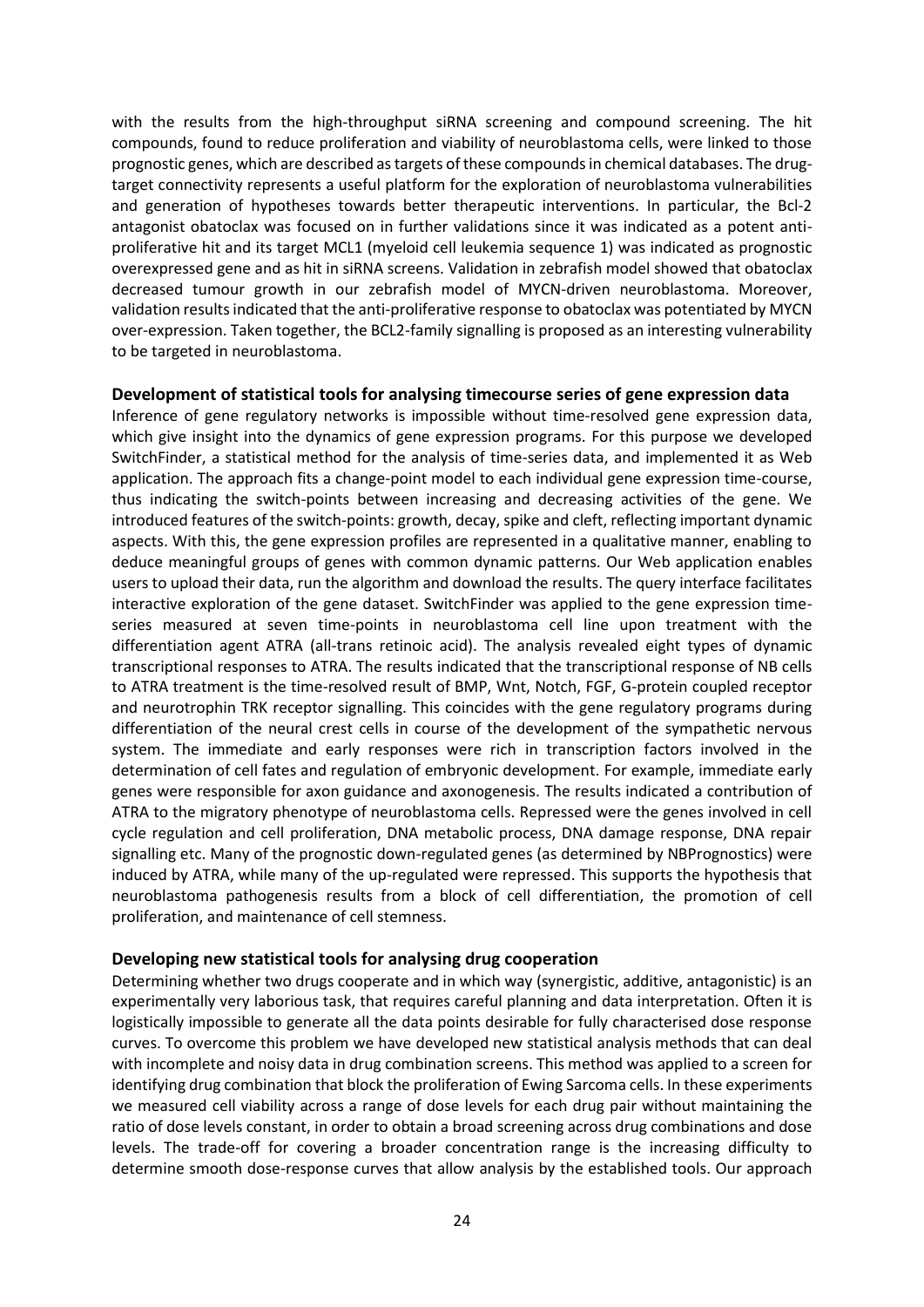with the results from the high-throughput siRNA screening and compound screening. The hit compounds, found to reduce proliferation and viability of neuroblastoma cells, were linked to those prognostic genes, which are described as targets of these compounds in chemical databases. The drug-target connectivity represents a useful platform for the exploration of neuroblastoma vulnerabilities and generation of hypotheses towards better therapeutic interventions. In particular, the Bcl-2 antagonist obatoclax was focused on in further validations since it was indicated as a potent anti-proliferative hit and its target MCL1 (myeloid cell leukemia sequence 1) was indicated as prognostic overexpressed gene and as hit in siRNA screens. Validation in zebrafish model showed that obatoclax decreased tumour growth in our zebrafish model of MYCN-driven neuroblastoma. Moreover, validation results indicated that the anti-proliferative response to obatoclax was potentiated by MYCN over-expression. Taken together, the BCL2-family signalling is proposed as an interesting vulnerability to be targeted in neuroblastoma.

**Development of statistical tools for analysing timecourse series of gene expression data**

Inference of gene regulatory networks is impossible without time-resolved gene expression data, which give insight into the dynamics of gene expression programs. For this purpose we developed SwitchFinder, a statistical method for the analysis of time-series data, and implemented it as Web application. The approach fits a change-point model to each individual gene expression time-course, thus indicating the switch-points between increasing and decreasing activities of the gene. We introduced features of the switch-points: growth, decay, spike and cleft, reflecting important dynamic aspects. With this, the gene expression profiles are represented in a qualitative manner, enabling to deduce meaningful groups of genes with common dynamic patterns. Our Web application enables users to upload their data, run the algorithm and download the results. The query interface facilitates interactive exploration of the gene dataset. SwitchFinder was applied to the gene expression time-series measured at seven time-points in neuroblastoma cell line upon treatment with the differentiation agent ATRA (all-trans retinoic acid). The analysis revealed eight types of dynamic transcriptional responses to ATRA. The results indicated that the transcriptional response of NB cells to ATRA treatment is the time-resolved result of BMP, Wnt, Notch, FGF, G-protein coupled receptor and neurotrophin TRK receptor signalling. This coincides with the gene regulatory programs during differentiation of the neural crest cells in course of the development of the sympathetic nervous system. The immediate and early responses were rich in transcription factors involved in the determination of cell fates and regulation of embryonic development. For example, immediate early genes were responsible for axon guidance and axonogenesis. The results indicated a contribution of ATRA to the migratory phenotype of neuroblastoma cells. Repressed were the genes involved in cell cycle regulation and cell proliferation, DNA metabolic process, DNA damage response, DNA repair signalling etc. Many of the prognostic down-regulated genes (as determined by NBPrognostics) were induced by ATRA, while many of the up-regulated were repressed. This supports the hypothesis that neuroblastoma pathogenesis results from a block of cell differentiation, the promotion of cell proliferation, and maintenance of cell stemness.

**Developing new statistical tools for analysing drug cooperation**

Determining whether two drugs cooperate and in which way (synergistic, additive, antagonistic) is an experimentally very laborious task, that requires careful planning and data interpretation. Often it is logistically impossible to generate all the data points desirable for fully characterised dose response curves. To overcome this problem we have developed new statistical analysis methods that can deal with incomplete and noisy data in drug combination screens. This method was applied to a screen for identifying drug combination that block the proliferation of Ewing Sarcoma cells. In these experiments we measured cell viability across a range of dose levels for each drug pair without maintaining the ratio of dose levels constant, in order to obtain a broad screening across drug combinations and dose levels. The trade-off for covering a broader concentration range is the increasing difficulty to determine smooth dose-response curves that allow analysis by the established tools. Our approach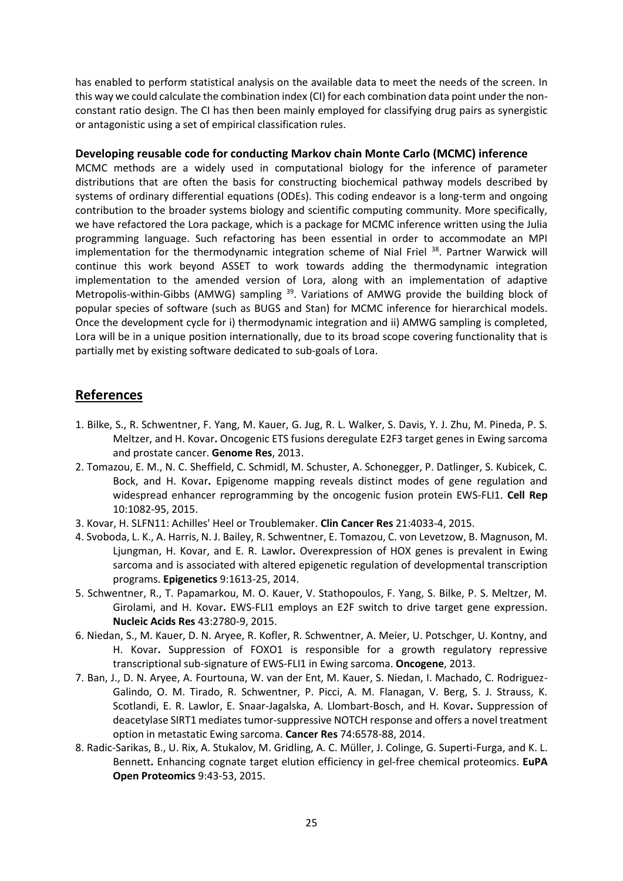has enabled to perform statistical analysis on the available data to meet the needs of the screen. In this way we could calculate the combination index (CI) for each combination data point under the non-constant ratio design. The CI has then been mainly employed for classifying drug pairs as synergistic or antagonistic using a set of empirical classification rules.

### Developing reusable code for conducting Markov chain Monte Carlo (MCMC) inference

MCMC methods are a widely used in computational biology for the inference of parameter distributions that are often the basis for constructing biochemical pathway models described by systems of ordinary differential equations (ODEs). This coding endeavor is a long-term and ongoing contribution to the broader systems biology and scientific computing community. More specifically, we have refactored the Lora package, which is a package for MCMC inference written using the Julia programming language. Such refactoring has been essential in order to accommodate an MPI implementation for the thermodynamic integration scheme of Nial Friel [38]. Partner Warwick will continue this work beyond ASSET to work towards adding the thermodynamic integration implementation to the amended version of Lora, along with an implementation of adaptive Metropolis-within-Gibbs (AMWG) sampling [39]. Variations of AMWG provide the building block of popular species of software (such as BUGS and Stan) for MCMC inference for hierarchical models. Once the development cycle for i) thermodynamic integration and ii) AMWG sampling is completed, Lora will be in a unique position internationally, due to its broad scope covering functionality that is partially met by existing software dedicated to sub-goals of Lora.

## References

1. Bilke, S., R. Schwentner, F. Yang, M. Kauer, G. Jug, R. L. Walker, S. Davis, Y. J. Zhu, M. Pineda, P. S. Meltzer, and H. Kovar**.** Oncogenic ETS fusions deregulate E2F3 target genes in Ewing sarcoma and prostate cancer. **Genome Res**, 2013.
2. Tomazou, E. M., N. C. Sheffield, C. Schmidl, M. Schuster, A. Schonegger, P. Datlinger, S. Kubicek, C. Bock, and H. Kovar**.** Epigenome mapping reveals distinct modes of gene regulation and widespread enhancer reprogramming by the oncogenic fusion protein EWS-FLI1. **Cell Rep** 10:1082-95, 2015.
3. Kovar, H. SLFN11: Achilles' Heel or Troublemaker. **Clin Cancer Res** 21:4033-4, 2015.
4. Svoboda, L. K., A. Harris, N. J. Bailey, R. Schwentner, E. Tomazou, C. von Levetzow, B. Magnuson, M. Ljungman, H. Kovar, and E. R. Lawlor**.** Overexpression of HOX genes is prevalent in Ewing sarcoma and is associated with altered epigenetic regulation of developmental transcription programs. **Epigenetics** 9:1613-25, 2014.
5. Schwentner, R., T. Papamarkou, M. O. Kauer, V. Stathopoulos, F. Yang, S. Bilke, P. S. Meltzer, M. Girolami, and H. Kovar**.** EWS-FLI1 employs an E2F switch to drive target gene expression. **Nucleic Acids Res** 43:2780-9, 2015.
6. Niedan, S., M. Kauer, D. N. Aryee, R. Kofler, R. Schwentner, A. Meier, U. Potschger, U. Kontny, and H. Kovar**.** Suppression of FOXO1 is responsible for a growth regulatory repressive transcriptional sub-signature of EWS-FLI1 in Ewing sarcoma. **Oncogene**, 2013.
7. Ban, J., D. N. Aryee, A. Fourtouna, W. van der Ent, M. Kauer, S. Niedan, I. Machado, C. Rodriguez-Galindo, O. M. Tirado, R. Schwentner, P. Picci, A. M. Flanagan, V. Berg, S. J. Strauss, K. Scotlandi, E. R. Lawlor, E. Snaar-Jagalska, A. Llombart-Bosch, and H. Kovar**.** Suppression of deacetylase SIRT1 mediates tumor-suppressive NOTCH response and offers a novel treatment option in metastatic Ewing sarcoma. **Cancer Res** 74:6578-88, 2014.
8. Radic-Sarikas, B., U. Rix, A. Stukalov, M. Gridling, A. C. Müller, J. Colinge, G. Superti-Furga, and K. L. Bennett**.** Enhancing cognate target elution efficiency in gel-free chemical proteomics. **EuPA Open Proteomics** 9:43-53, 2015.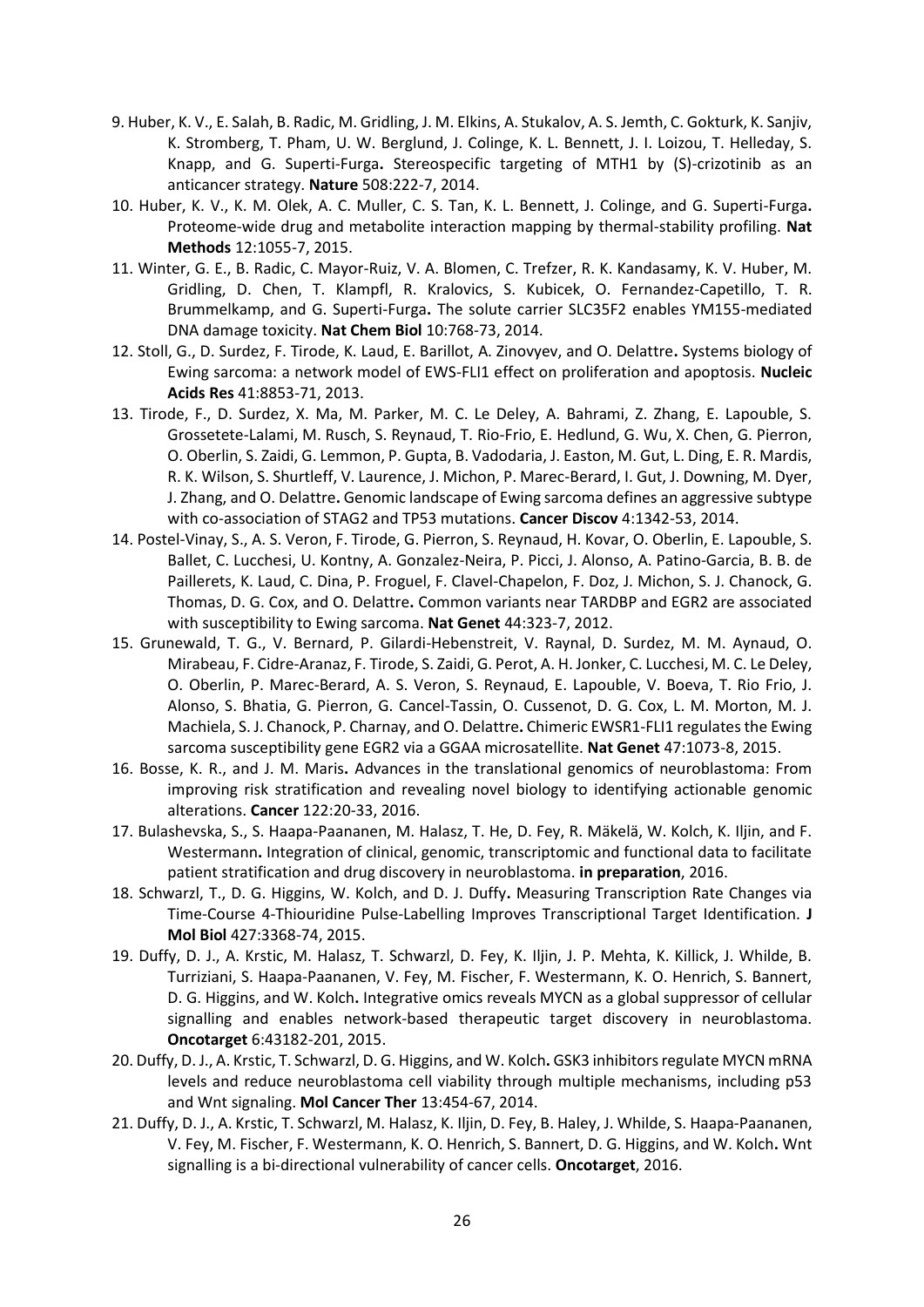9. Huber, K. V., E. Salah, B. Radic, M. Gridling, J. M. Elkins, A. Stukalov, A. S. Jemth, C. Gokturk, K. Sanjiv, K. Stromberg, T. Pham, U. W. Berglund, J. Colinge, K. L. Bennett, J. I. Loizou, T. Helleday, S. Knapp, and G. Superti-Furga**.** Stereospecific targeting of MTH1 by (S)-crizotinib as an anticancer strategy. **Nature** 508:222-7, 2014.
10. Huber, K. V., K. M. Olek, A. C. Muller, C. S. Tan, K. L. Bennett, J. Colinge, and G. Superti-Furga**.** Proteome-wide drug and metabolite interaction mapping by thermal-stability profiling. **Nat Methods** 12:1055-7, 2015.
11. Winter, G. E., B. Radic, C. Mayor-Ruiz, V. A. Blomen, C. Trefzer, R. K. Kandasamy, K. V. Huber, M. Gridling, D. Chen, T. Klampfl, R. Kralovics, S. Kubicek, O. Fernandez-Capetillo, T. R. Brummelkamp, and G. Superti-Furga**.** The solute carrier SLC35F2 enables YM155-mediated DNA damage toxicity. **Nat Chem Biol** 10:768-73, 2014.
12. Stoll, G., D. Surdez, F. Tirode, K. Laud, E. Barillot, A. Zinovyev, and O. Delattre**.** Systems biology of Ewing sarcoma: a network model of EWS-FLI1 effect on proliferation and apoptosis. **Nucleic Acids Res** 41:8853-71, 2013.
13. Tirode, F., D. Surdez, X. Ma, M. Parker, M. C. Le Deley, A. Bahrami, Z. Zhang, E. Lapouble, S. Grossetete-Lalami, M. Rusch, S. Reynaud, T. Rio-Frio, E. Hedlund, G. Wu, X. Chen, G. Pierron, O. Oberlin, S. Zaidi, G. Lemmon, P. Gupta, B. Vadodaria, J. Easton, M. Gut, L. Ding, E. R. Mardis, R. K. Wilson, S. Shurtleff, V. Laurence, J. Michon, P. Marec-Berard, I. Gut, J. Downing, M. Dyer, J. Zhang, and O. Delattre**.** Genomic landscape of Ewing sarcoma defines an aggressive subtype with co-association of STAG2 and TP53 mutations. **Cancer Discov** 4:1342-53, 2014.
14. Postel-Vinay, S., A. S. Veron, F. Tirode, G. Pierron, S. Reynaud, H. Kovar, O. Oberlin, E. Lapouble, S. Ballet, C. Lucchesi, U. Kontny, A. Gonzalez-Neira, P. Picci, J. Alonso, A. Patino-Garcia, B. B. de Paillerets, K. Laud, C. Dina, P. Froguel, F. Clavel-Chapelon, F. Doz, J. Michon, S. J. Chanock, G. Thomas, D. G. Cox, and O. Delattre**.** Common variants near TARDBP and EGR2 are associated with susceptibility to Ewing sarcoma. **Nat Genet** 44:323-7, 2012.
15. Grunewald, T. G., V. Bernard, P. Gilardi-Hebenstreit, V. Raynal, D. Surdez, M. M. Aynaud, O. Mirabeau, F. Cidre-Aranaz, F. Tirode, S. Zaidi, G. Perot, A. H. Jonker, C. Lucchesi, M. C. Le Deley, O. Oberlin, P. Marec-Berard, A. S. Veron, S. Reynaud, E. Lapouble, V. Boeva, T. Rio Frio, J. Alonso, S. Bhatia, G. Pierron, G. Cancel-Tassin, O. Cussenot, D. G. Cox, L. M. Morton, M. J. Machiela, S. J. Chanock, P. Charnay, and O. Delattre**.** Chimeric EWSR1-FLI1 regulates the Ewing sarcoma susceptibility gene EGR2 via a GGAA microsatellite. **Nat Genet** 47:1073-8, 2015.
16. Bosse, K. R., and J. M. Maris**.** Advances in the translational genomics of neuroblastoma: From improving risk stratification and revealing novel biology to identifying actionable genomic alterations. **Cancer** 122:20-33, 2016.
17. Bulashevska, S., S. Haapa-Paananen, M. Halasz, T. He, D. Fey, R. Mäkelä, W. Kolch, K. Iljin, and F. Westermann**.** Integration of clinical, genomic, transcriptomic and functional data to facilitate patient stratification and drug discovery in neuroblastoma. **in preparation**, 2016.
18. Schwarzl, T., D. G. Higgins, W. Kolch, and D. J. Duffy**.** Measuring Transcription Rate Changes via Time-Course 4-Thiouridine Pulse-Labelling Improves Transcriptional Target Identification. **J Mol Biol** 427:3368-74, 2015.
19. Duffy, D. J., A. Krstic, M. Halasz, T. Schwarzl, D. Fey, K. Iljin, J. P. Mehta, K. Killick, J. Whilde, B. Turriziani, S. Haapa-Paananen, V. Fey, M. Fischer, F. Westermann, K. O. Henrich, S. Bannert, D. G. Higgins, and W. Kolch**.** Integrative omics reveals MYCN as a global suppressor of cellular signalling and enables network-based therapeutic target discovery in neuroblastoma. **Oncotarget** 6:43182-201, 2015.
20. Duffy, D. J., A. Krstic, T. Schwarzl, D. G. Higgins, and W. Kolch**.** GSK3 inhibitors regulate MYCN mRNA levels and reduce neuroblastoma cell viability through multiple mechanisms, including p53 and Wnt signaling. **Mol Cancer Ther** 13:454-67, 2014.
21. Duffy, D. J., A. Krstic, T. Schwarzl, M. Halasz, K. Iljin, D. Fey, B. Haley, J. Whilde, S. Haapa-Paananen, V. Fey, M. Fischer, F. Westermann, K. O. Henrich, S. Bannert, D. G. Higgins, and W. Kolch**.** Wnt signalling is a bi-directional vulnerability of cancer cells. **Oncotarget**, 2016.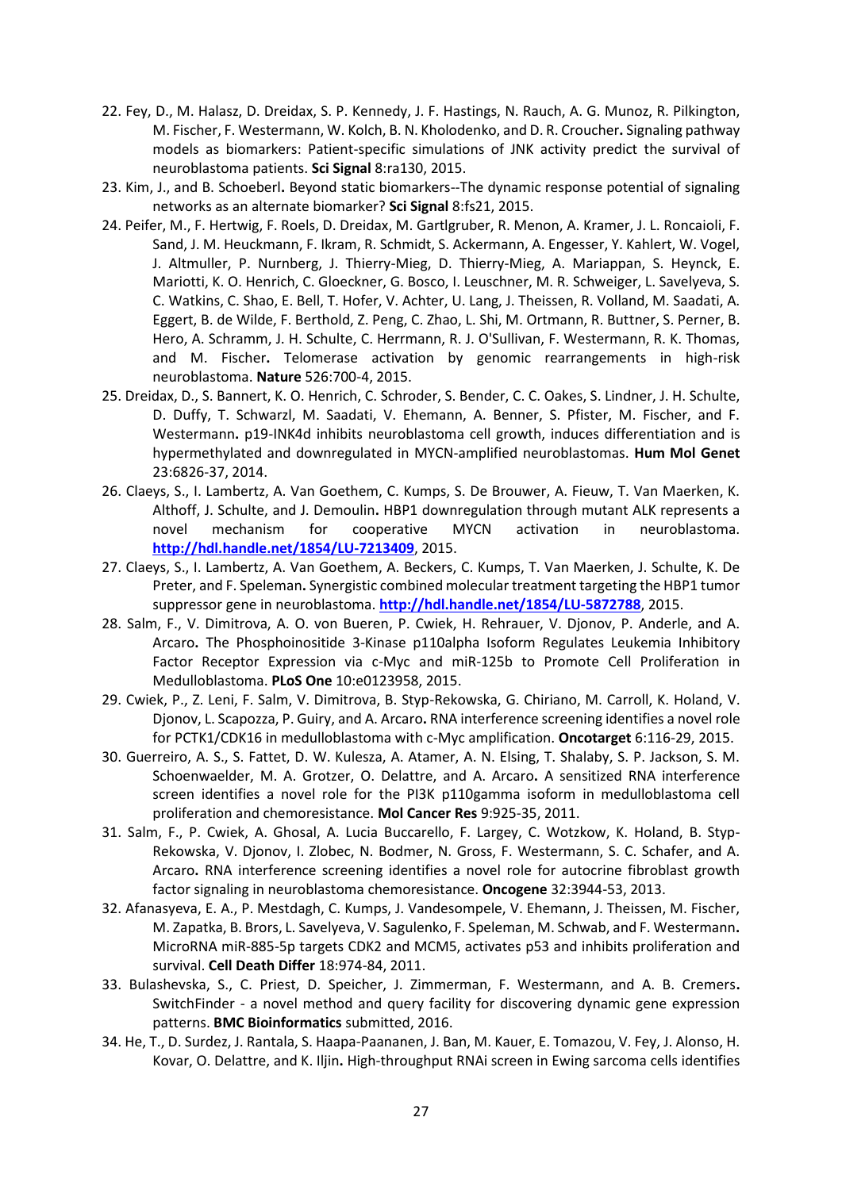22. Fey, D., M. Halasz, D. Dreidax, S. P. Kennedy, J. F. Hastings, N. Rauch, A. G. Munoz, R. Pilkington, M. Fischer, F. Westermann, W. Kolch, B. N. Kholodenko, and D. R. Croucher**.** Signaling pathway models as biomarkers: Patient-specific simulations of JNK activity predict the survival of neuroblastoma patients. **Sci Signal** 8:ra130, 2015.
23. Kim, J., and B. Schoeberl**.** Beyond static biomarkers--The dynamic response potential of signaling networks as an alternate biomarker? **Sci Signal** 8:fs21, 2015.
24. Peifer, M., F. Hertwig, F. Roels, D. Dreidax, M. Gartlgruber, R. Menon, A. Kramer, J. L. Roncaioli, F. Sand, J. M. Heuckmann, F. Ikram, R. Schmidt, S. Ackermann, A. Engesser, Y. Kahlert, W. Vogel, J. Altmuller, P. Nurnberg, J. Thierry-Mieg, D. Thierry-Mieg, A. Mariappan, S. Heynck, E. Mariotti, K. O. Henrich, C. Gloeckner, G. Bosco, I. Leuschner, M. R. Schweiger, L. Savelyeva, S. C. Watkins, C. Shao, E. Bell, T. Hofer, V. Achter, U. Lang, J. Theissen, R. Volland, M. Saadati, A. Eggert, B. de Wilde, F. Berthold, Z. Peng, C. Zhao, L. Shi, M. Ortmann, R. Buttner, S. Perner, B. Hero, A. Schramm, J. H. Schulte, C. Herrmann, R. J. O'Sullivan, F. Westermann, R. K. Thomas, and M. Fischer**.** Telomerase activation by genomic rearrangements in high-risk neuroblastoma. **Nature** 526:700-4, 2015.
25. Dreidax, D., S. Bannert, K. O. Henrich, C. Schroder, S. Bender, C. C. Oakes, S. Lindner, J. H. Schulte, D. Duffy, T. Schwarzl, M. Saadati, V. Ehemann, A. Benner, S. Pfister, M. Fischer, and F. Westermann**.** p19-INK4d inhibits neuroblastoma cell growth, induces differentiation and is hypermethylated and downregulated in MYCN-amplified neuroblastomas. **Hum Mol Genet** 23:6826-37, 2014.
26. Claeys, S., I. Lambertz, A. Van Goethem, C. Kumps, S. De Brouwer, A. Fieuw, T. Van Maerken, K. Althoff, J. Schulte, and J. Demoulin**.** HBP1 downregulation through mutant ALK represents a novel mechanism for cooperative MYCN activation in neuroblastoma. **http://hdl.handle.net/1854/LU-7213409**, 2015.
27. Claeys, S., I. Lambertz, A. Van Goethem, A. Beckers, C. Kumps, T. Van Maerken, J. Schulte, K. De Preter, and F. Speleman**.** Synergistic combined molecular treatment targeting the HBP1 tumor suppressor gene in neuroblastoma. **http://hdl.handle.net/1854/LU-5872788**, 2015.
28. Salm, F., V. Dimitrova, A. O. von Bueren, P. Cwiek, H. Rehrauer, V. Djonov, P. Anderle, and A. Arcaro**.** The Phosphoinositide 3-Kinase p110alpha Isoform Regulates Leukemia Inhibitory Factor Receptor Expression via c-Myc and miR-125b to Promote Cell Proliferation in Medulloblastoma. **PLoS One** 10:e0123958, 2015.
29. Cwiek, P., Z. Leni, F. Salm, V. Dimitrova, B. Styp-Rekowska, G. Chiriano, M. Carroll, K. Holand, V. Djonov, L. Scapozza, P. Guiry, and A. Arcaro**.** RNA interference screening identifies a novel role for PCTK1/CDK16 in medulloblastoma with c-Myc amplification. **Oncotarget** 6:116-29, 2015.
30. Guerreiro, A. S., S. Fattet, D. W. Kulesza, A. Atamer, A. N. Elsing, T. Shalaby, S. P. Jackson, S. M. Schoenwaelder, M. A. Grotzer, O. Delattre, and A. Arcaro**.** A sensitized RNA interference screen identifies a novel role for the PI3K p110gamma isoform in medulloblastoma cell proliferation and chemoresistance. **Mol Cancer Res** 9:925-35, 2011.
31. Salm, F., P. Cwiek, A. Ghosal, A. Lucia Buccarello, F. Largey, C. Wotzkow, K. Holand, B. Styp-Rekowska, V. Djonov, I. Zlobec, N. Bodmer, N. Gross, F. Westermann, S. C. Schafer, and A. Arcaro**.** RNA interference screening identifies a novel role for autocrine fibroblast growth factor signaling in neuroblastoma chemoresistance. **Oncogene** 32:3944-53, 2013.
32. Afanasyeva, E. A., P. Mestdagh, C. Kumps, J. Vandesompele, V. Ehemann, J. Theissen, M. Fischer, M. Zapatka, B. Brors, L. Savelyeva, V. Sagulenko, F. Speleman, M. Schwab, and F. Westermann**.** MicroRNA miR-885-5p targets CDK2 and MCM5, activates p53 and inhibits proliferation and survival. **Cell Death Differ** 18:974-84, 2011.
33. Bulashevska, S., C. Priest, D. Speicher, J. Zimmerman, F. Westermann, and A. B. Cremers**.** SwitchFinder - a novel method and query facility for discovering dynamic gene expression patterns. **BMC Bioinformatics** submitted, 2016.
34. He, T., D. Surdez, J. Rantala, S. Haapa-Paananen, J. Ban, M. Kauer, E. Tomazou, V. Fey, J. Alonso, H. Kovar, O. Delattre, and K. Iljin**.** High-throughput RNAi screen in Ewing sarcoma cells identifies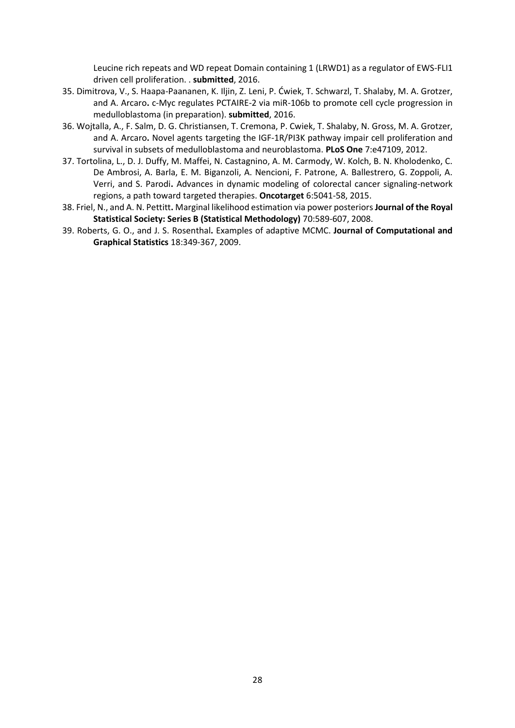Leucine rich repeats and WD repeat Domain containing 1 (LRWD1) as a regulator of EWS-FLI1 driven cell proliferation. . **submitted**, 2016.

35. Dimitrova, V., S. Haapa-Paananen, K. Iljin, Z. Leni, P. Ćwiek, T. Schwarzl, T. Shalaby, M. A. Grotzer, and A. Arcaro**.** c-Myc regulates PCTAIRE-2 via miR-106b to promote cell cycle progression in medulloblastoma (in preparation). **submitted**, 2016.
36. Wojtalla, A., F. Salm, D. G. Christiansen, T. Cremona, P. Cwiek, T. Shalaby, N. Gross, M. A. Grotzer, and A. Arcaro**.** Novel agents targeting the IGF-1R/PI3K pathway impair cell proliferation and survival in subsets of medulloblastoma and neuroblastoma. **PLoS One** 7:e47109, 2012.
37. Tortolina, L., D. J. Duffy, M. Maffei, N. Castagnino, A. M. Carmody, W. Kolch, B. N. Kholodenko, C. De Ambrosi, A. Barla, E. M. Biganzoli, A. Nencioni, F. Patrone, A. Ballestrero, G. Zoppoli, A. Verri, and S. Parodi**.** Advances in dynamic modeling of colorectal cancer signaling-network regions, a path toward targeted therapies. **Oncotarget** 6:5041-58, 2015.
38. Friel, N., and A. N. Pettitt**.** Marginal likelihood estimation via power posteriors **Journal of the Royal Statistical Society: Series B (Statistical Methodology)** 70:589-607, 2008.
39. Roberts, G. O., and J. S. Rosenthal**.** Examples of adaptive MCMC. **Journal of Computational and Graphical Statistics** 18:349-367, 2009.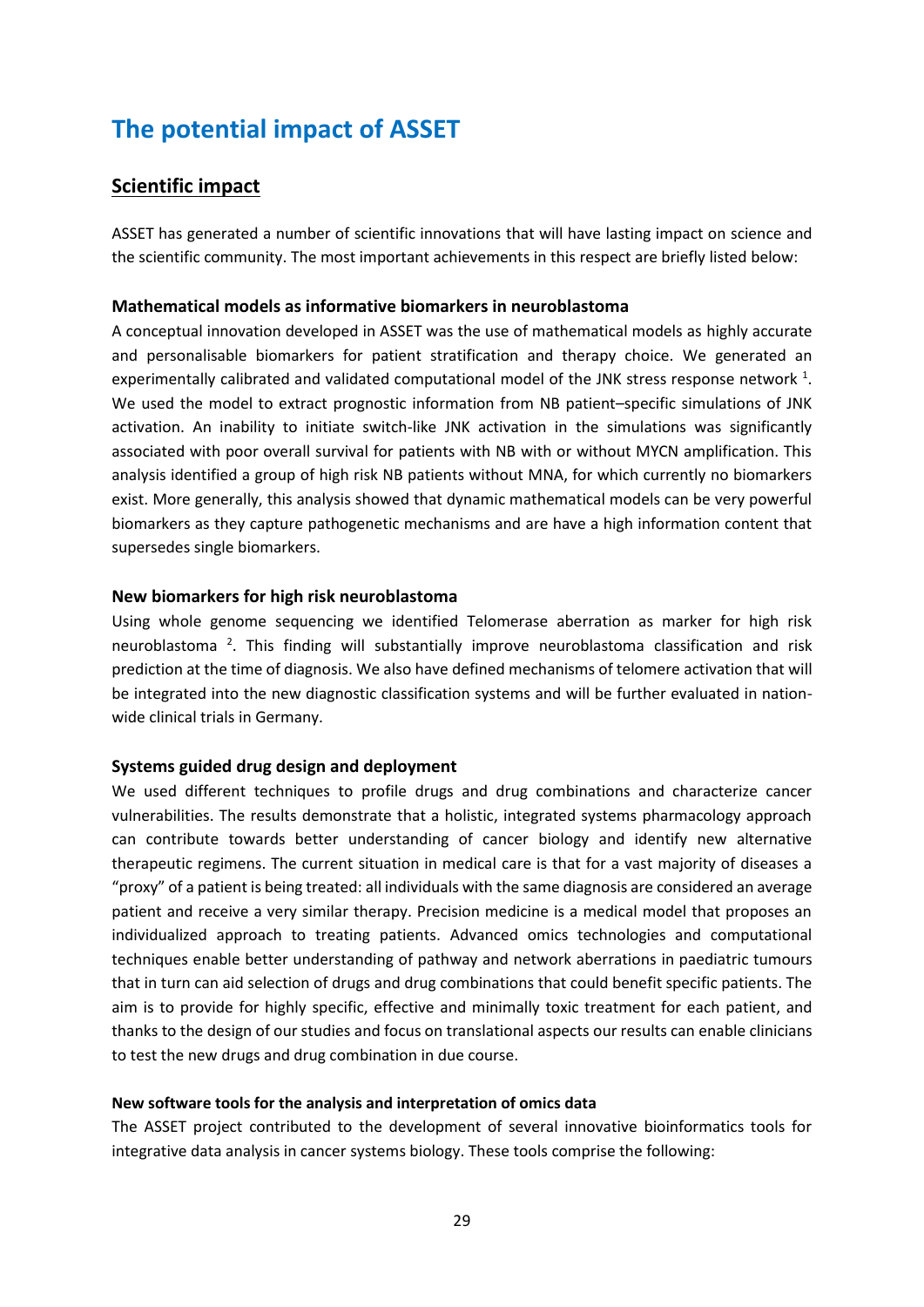# The potential impact of ASSET

## Scientific impact

ASSET has generated a number of scientific innovations that will have lasting impact on science and the scientific community. The most important achievements in this respect are briefly listed below:

### Mathematical models as informative biomarkers in neuroblastoma

A conceptual innovation developed in ASSET was the use of mathematical models as highly accurate and personalisable biomarkers for patient stratification and therapy choice. We generated an experimentally calibrated and validated computational model of the JNK stress response network [1]. We used the model to extract prognostic information from NB patient–specific simulations of JNK activation. An inability to initiate switch-like JNK activation in the simulations was significantly associated with poor overall survival for patients with NB with or without MYCN amplification. This analysis identified a group of high risk NB patients without MNA, for which currently no biomarkers exist. More generally, this analysis showed that dynamic mathematical models can be very powerful biomarkers as they capture pathogenetic mechanisms and are have a high information content that supersedes single biomarkers.

### New biomarkers for high risk neuroblastoma

Using whole genome sequencing we identified Telomerase aberration as marker for high risk neuroblastoma [2]. This finding will substantially improve neuroblastoma classification and risk prediction at the time of diagnosis. We also have defined mechanisms of telomere activation that will be integrated into the new diagnostic classification systems and will be further evaluated in nation-wide clinical trials in Germany.

### Systems guided drug design and deployment

We used different techniques to profile drugs and drug combinations and characterize cancer vulnerabilities. The results demonstrate that a holistic, integrated systems pharmacology approach can contribute towards better understanding of cancer biology and identify new alternative therapeutic regimens. The current situation in medical care is that for a vast majority of diseases a "proxy" of a patient is being treated: all individuals with the same diagnosis are considered an average patient and receive a very similar therapy. Precision medicine is a medical model that proposes an individualized approach to treating patients. Advanced omics technologies and computational techniques enable better understanding of pathway and network aberrations in paediatric tumours that in turn can aid selection of drugs and drug combinations that could benefit specific patients. The aim is to provide for highly specific, effective and minimally toxic treatment for each patient, and thanks to the design of our studies and focus on translational aspects our results can enable clinicians to test the new drugs and drug combination in due course.

#### New software tools for the analysis and interpretation of omics data

The ASSET project contributed to the development of several innovative bioinformatics tools for integrative data analysis in cancer systems biology. These tools comprise the following: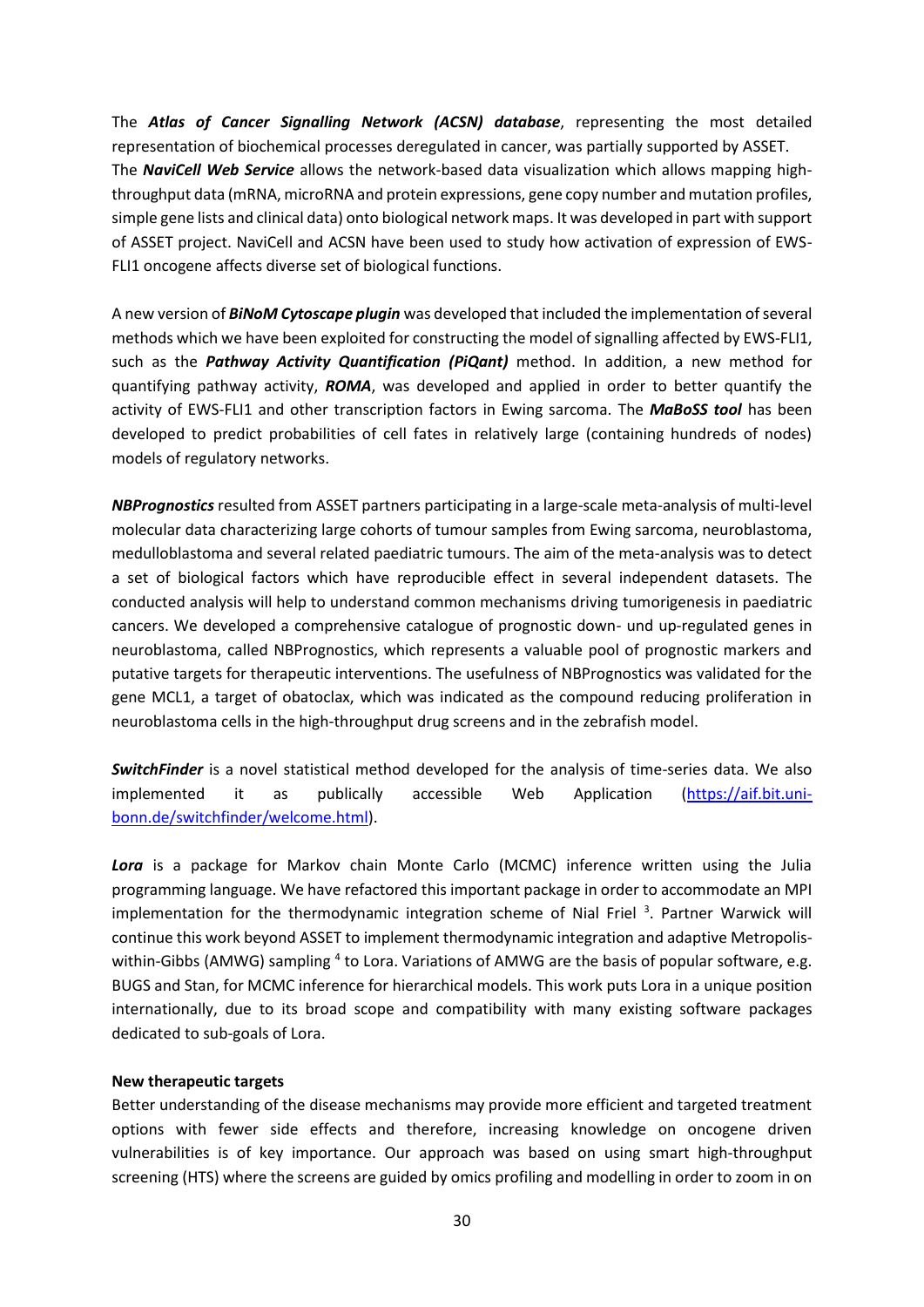The ***Atlas of Cancer Signalling Network (ACSN) database***, representing the most detailed representation of biochemical processes deregulated in cancer, was partially supported by ASSET.
The ***NaviCell Web Service*** allows the network-based data visualization which allows mapping high-throughput data (mRNA, microRNA and protein expressions, gene copy number and mutation profiles, simple gene lists and clinical data) onto biological network maps. It was developed in part with support of ASSET project. NaviCell and ACSN have been used to study how activation of expression of EWS-FLI1 oncogene affects diverse set of biological functions.

A new version of ***BiNoM Cytoscape plugin*** was developed that included the implementation of several methods which we have been exploited for constructing the model of signalling affected by EWS-FLI1, such as the ***Pathway Activity Quantification (PiQant)*** method. In addition, a new method for quantifying pathway activity, ***ROMA***, was developed and applied in order to better quantify the activity of EWS-FLI1 and other transcription factors in Ewing sarcoma. The ***MaBoSS tool*** has been developed to predict probabilities of cell fates in relatively large (containing hundreds of nodes) models of regulatory networks.

***NBPrognostics*** resulted from ASSET partners participating in a large-scale meta-analysis of multi-level molecular data characterizing large cohorts of tumour samples from Ewing sarcoma, neuroblastoma, medulloblastoma and several related paediatric tumours. The aim of the meta-analysis was to detect a set of biological factors which have reproducible effect in several independent datasets. The conducted analysis will help to understand common mechanisms driving tumorigenesis in paediatric cancers. We developed a comprehensive catalogue of prognostic down- und up-regulated genes in neuroblastoma, called NBPrognostics, which represents a valuable pool of prognostic markers and putative targets for therapeutic interventions. The usefulness of NBPrognostics was validated for the gene MCL1, a target of obatoclax, which was indicated as the compound reducing proliferation in neuroblastoma cells in the high-throughput drug screens and in the zebrafish model.

***SwitchFinder*** is a novel statistical method developed for the analysis of time-series data. We also implemented it as publically accessible Web Application (https://aif.bit.uni-bonn.de/switchfinder/welcome.html).

***Lora*** is a package for Markov chain Monte Carlo (MCMC) inference written using the Julia programming language. We have refactored this important package in order to accommodate an MPI implementation for the thermodynamic integration scheme of Nial Friel [3]. Partner Warwick will continue this work beyond ASSET to implement thermodynamic integration and adaptive Metropolis-within-Gibbs (AMWG) sampling [4] to Lora. Variations of AMWG are the basis of popular software, e.g. BUGS and Stan, for MCMC inference for hierarchical models. This work puts Lora in a unique position internationally, due to its broad scope and compatibility with many existing software packages dedicated to sub-goals of Lora.

**New therapeutic targets**

Better understanding of the disease mechanisms may provide more efficient and targeted treatment options with fewer side effects and therefore, increasing knowledge on oncogene driven vulnerabilities is of key importance. Our approach was based on using smart high-throughput screening (HTS) where the screens are guided by omics profiling and modelling in order to zoom in on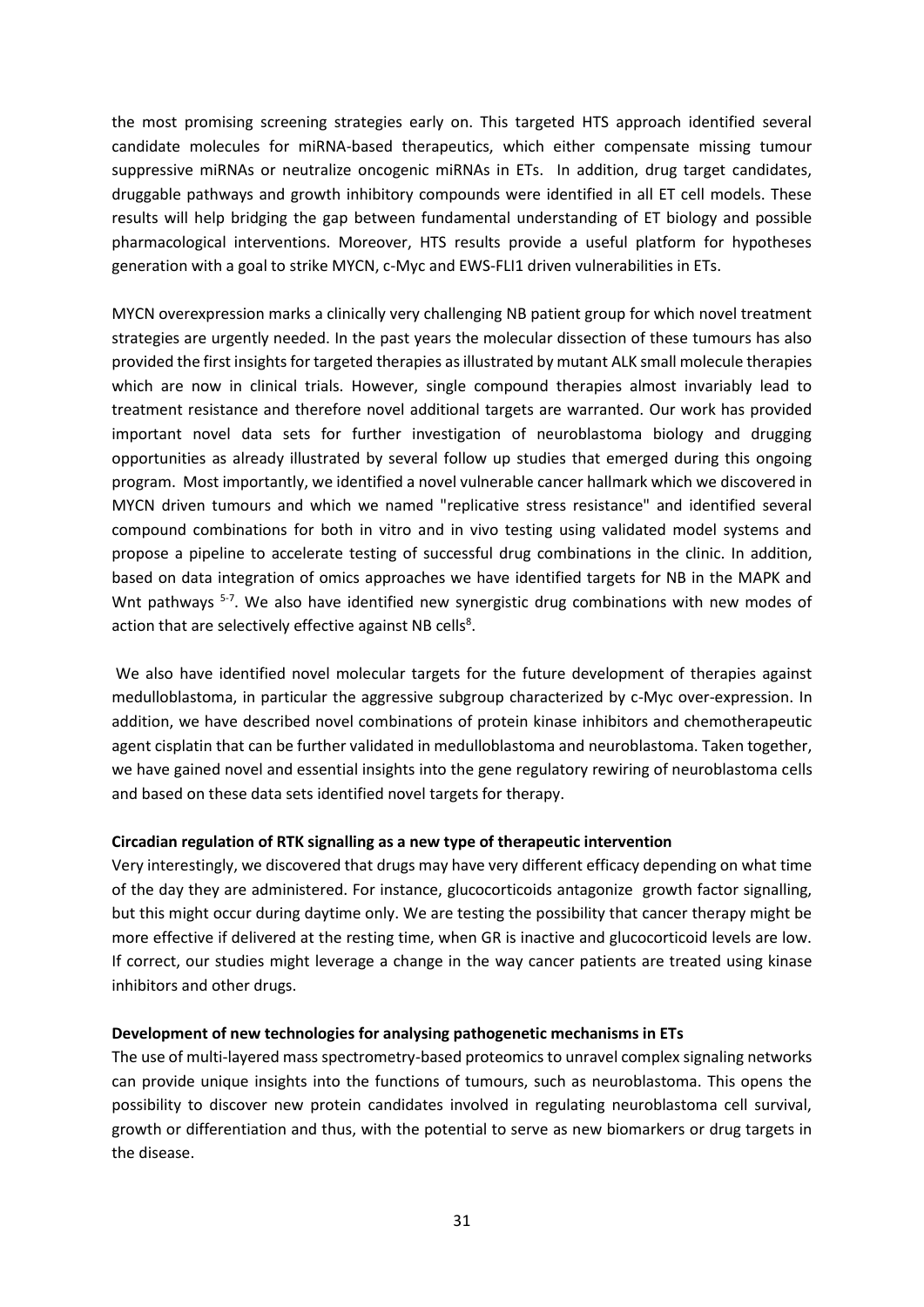the most promising screening strategies early on. This targeted HTS approach identified several candidate molecules for miRNA-based therapeutics, which either compensate missing tumour suppressive miRNAs or neutralize oncogenic miRNAs in ETs. In addition, drug target candidates, druggable pathways and growth inhibitory compounds were identified in all ET cell models. These results will help bridging the gap between fundamental understanding of ET biology and possible pharmacological interventions. Moreover, HTS results provide a useful platform for hypotheses generation with a goal to strike MYCN, c-Myc and EWS-FLI1 driven vulnerabilities in ETs.

MYCN overexpression marks a clinically very challenging NB patient group for which novel treatment strategies are urgently needed. In the past years the molecular dissection of these tumours has also provided the first insights for targeted therapies as illustrated by mutant ALK small molecule therapies which are now in clinical trials. However, single compound therapies almost invariably lead to treatment resistance and therefore novel additional targets are warranted. Our work has provided important novel data sets for further investigation of neuroblastoma biology and drugging opportunities as already illustrated by several follow up studies that emerged during this ongoing program. Most importantly, we identified a novel vulnerable cancer hallmark which we discovered in MYCN driven tumours and which we named "replicative stress resistance" and identified several compound combinations for both in vitro and in vivo testing using validated model systems and propose a pipeline to accelerate testing of successful drug combinations in the clinic. In addition, based on data integration of omics approaches we have identified targets for NB in the MAPK and Wnt pathways [5-7]. We also have identified new synergistic drug combinations with new modes of action that are selectively effective against NB cells[8].

We also have identified novel molecular targets for the future development of therapies against medulloblastoma, in particular the aggressive subgroup characterized by c-Myc over-expression. In addition, we have described novel combinations of protein kinase inhibitors and chemotherapeutic agent cisplatin that can be further validated in medulloblastoma and neuroblastoma. Taken together, we have gained novel and essential insights into the gene regulatory rewiring of neuroblastoma cells and based on these data sets identified novel targets for therapy.

**Circadian regulation of RTK signalling as a new type of therapeutic intervention**

Very interestingly, we discovered that drugs may have very different efficacy depending on what time of the day they are administered. For instance, glucocorticoids antagonize growth factor signalling, but this might occur during daytime only. We are testing the possibility that cancer therapy might be more effective if delivered at the resting time, when GR is inactive and glucocorticoid levels are low. If correct, our studies might leverage a change in the way cancer patients are treated using kinase inhibitors and other drugs.

**Development of new technologies for analysing pathogenetic mechanisms in ETs**

The use of multi-layered mass spectrometry-based proteomics to unravel complex signaling networks can provide unique insights into the functions of tumours, such as neuroblastoma. This opens the possibility to discover new protein candidates involved in regulating neuroblastoma cell survival, growth or differentiation and thus, with the potential to serve as new biomarkers or drug targets in the disease.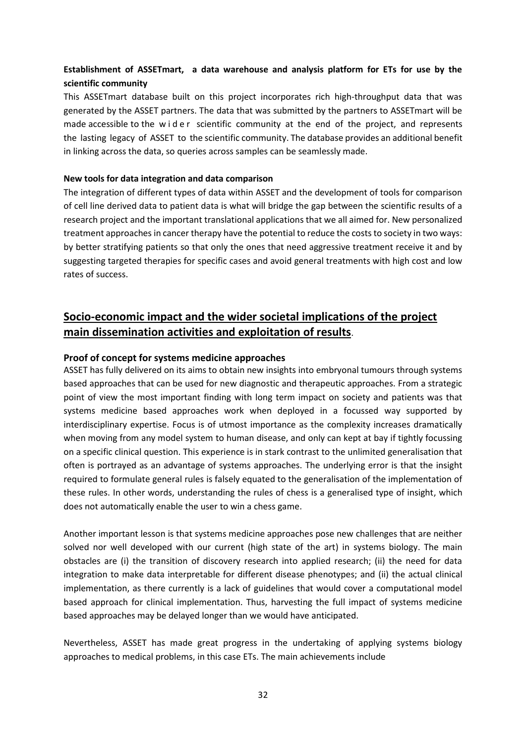**Establishment of ASSETmart, a data warehouse and analysis platform for ETs for use by the scientific community**

This ASSETmart database built on this project incorporates rich high-throughput data that was generated by the ASSET partners. The data that was submitted by the partners to ASSETmart will be made accessible to the wider scientific community at the end of the project, and represents the lasting legacy of ASSET to the scientific community. The database provides an additional benefit in linking across the data, so queries across samples can be seamlessly made.

**New tools for data integration and data comparison**

The integration of different types of data within ASSET and the development of tools for comparison of cell line derived data to patient data is what will bridge the gap between the scientific results of a research project and the important translational applications that we all aimed for. New personalized treatment approaches in cancer therapy have the potential to reduce the costs to society in two ways: by better stratifying patients so that only the ones that need aggressive treatment receive it and by suggesting targeted therapies for specific cases and avoid general treatments with high cost and low rates of success.

## Socio-economic impact and the wider societal implications of the project main dissemination activities and exploitation of results.

### Proof of concept for systems medicine approaches

ASSET has fully delivered on its aims to obtain new insights into embryonal tumours through systems based approaches that can be used for new diagnostic and therapeutic approaches. From a strategic point of view the most important finding with long term impact on society and patients was that systems medicine based approaches work when deployed in a focussed way supported by interdisciplinary expertise. Focus is of utmost importance as the complexity increases dramatically when moving from any model system to human disease, and only can kept at bay if tightly focussing on a specific clinical question. This experience is in stark contrast to the unlimited generalisation that often is portrayed as an advantage of systems approaches. The underlying error is that the insight required to formulate general rules is falsely equated to the generalisation of the implementation of these rules. In other words, understanding the rules of chess is a generalised type of insight, which does not automatically enable the user to win a chess game.

Another important lesson is that systems medicine approaches pose new challenges that are neither solved nor well developed with our current (high state of the art) in systems biology. The main obstacles are (i) the transition of discovery research into applied research; (ii) the need for data integration to make data interpretable for different disease phenotypes; and (ii) the actual clinical implementation, as there currently is a lack of guidelines that would cover a computational model based approach for clinical implementation. Thus, harvesting the full impact of systems medicine based approaches may be delayed longer than we would have anticipated.

Nevertheless, ASSET has made great progress in the undertaking of applying systems biology approaches to medical problems, in this case ETs. The main achievements include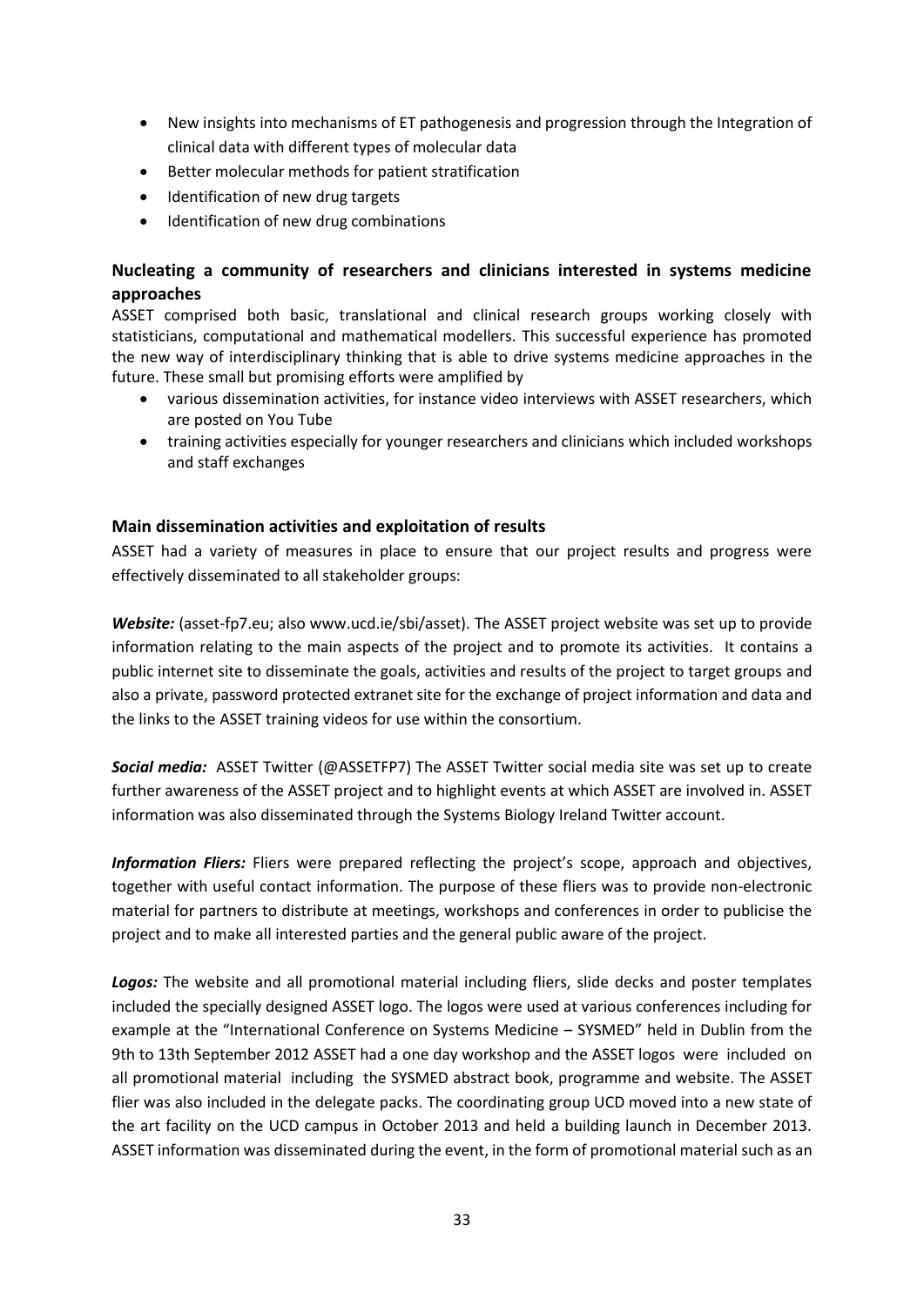- New insights into mechanisms of ET pathogenesis and progression through the Integration of clinical data with different types of molecular data
- Better molecular methods for patient stratification
- Identification of new drug targets
- Identification of new drug combinations

### Nucleating a community of researchers and clinicians interested in systems medicine approaches

ASSET comprised both basic, translational and clinical research groups working closely with statisticians, computational and mathematical modellers. This successful experience has promoted the new way of interdisciplinary thinking that is able to drive systems medicine approaches in the future. These small but promising efforts were amplified by

- various dissemination activities, for instance video interviews with ASSET researchers, which are posted on You Tube
- training activities especially for younger researchers and clinicians which included workshops and staff exchanges

### Main dissemination activities and exploitation of results

ASSET had a variety of measures in place to ensure that our project results and progress were effectively disseminated to all stakeholder groups:

***Website:*** (asset-fp7.eu; also www.ucd.ie/sbi/asset). The ASSET project website was set up to provide information relating to the main aspects of the project and to promote its activities. It contains a public internet site to disseminate the goals, activities and results of the project to target groups and also a private, password protected extranet site for the exchange of project information and data and the links to the ASSET training videos for use within the consortium.

***Social media:*** ASSET Twitter (@ASSETFP7) The ASSET Twitter social media site was set up to create further awareness of the ASSET project and to highlight events at which ASSET are involved in. ASSET information was also disseminated through the Systems Biology Ireland Twitter account.

***Information Fliers:*** Fliers were prepared reflecting the project's scope, approach and objectives, together with useful contact information. The purpose of these fliers was to provide non-electronic material for partners to distribute at meetings, workshops and conferences in order to publicise the project and to make all interested parties and the general public aware of the project.

***Logos:*** The website and all promotional material including fliers, slide decks and poster templates included the specially designed ASSET logo. The logos were used at various conferences including for example at the "International Conference on Systems Medicine – SYSMED" held in Dublin from the 9th to 13th September 2012 ASSET had a one day workshop and the ASSET logos were included on all promotional material including the SYSMED abstract book, programme and website. The ASSET flier was also included in the delegate packs. The coordinating group UCD moved into a new state of the art facility on the UCD campus in October 2013 and held a building launch in December 2013. ASSET information was disseminated during the event, in the form of promotional material such as an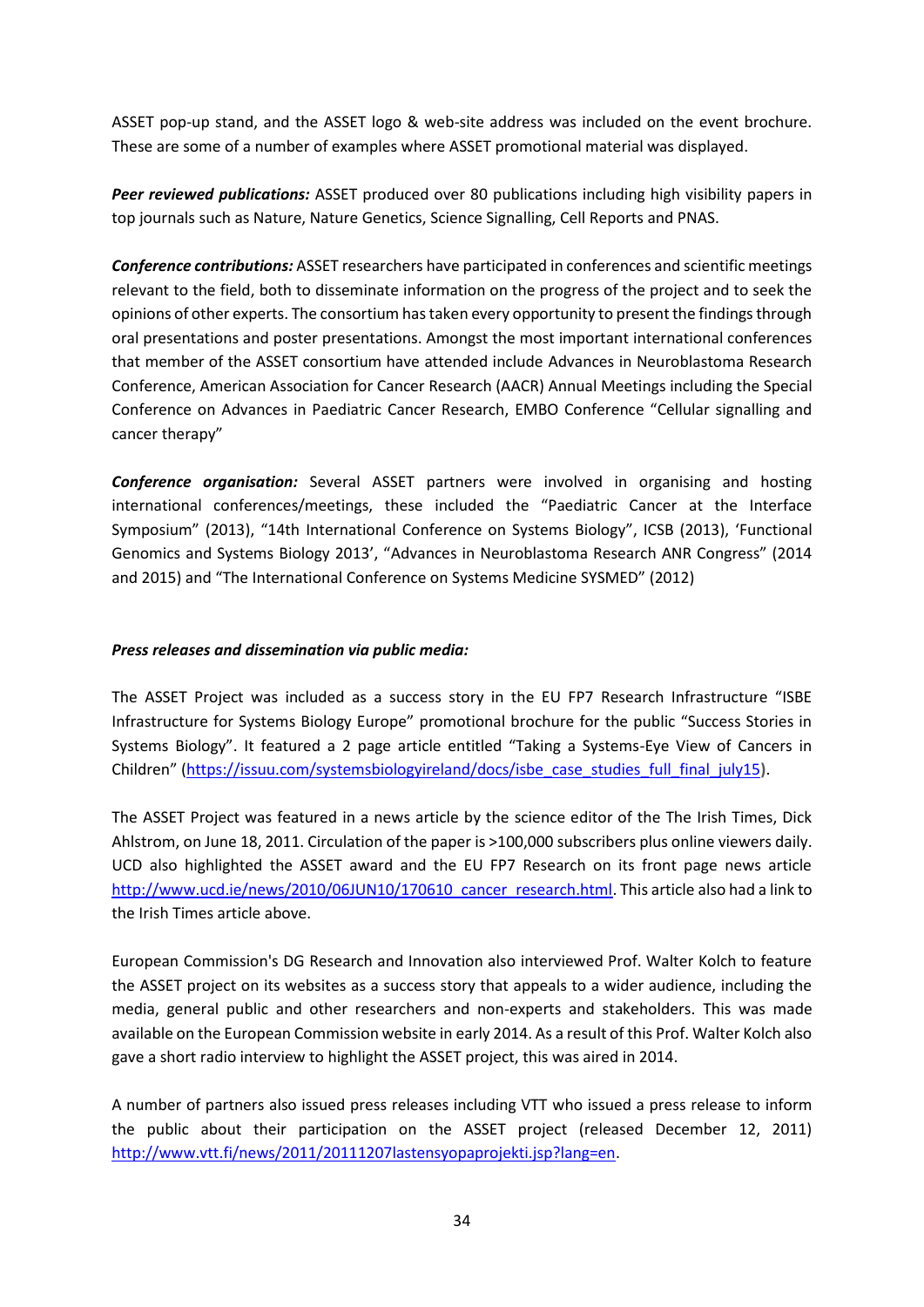ASSET pop-up stand, and the ASSET logo & web-site address was included on the event brochure. These are some of a number of examples where ASSET promotional material was displayed.

***Peer reviewed publications:*** ASSET produced over 80 publications including high visibility papers in top journals such as Nature, Nature Genetics, Science Signalling, Cell Reports and PNAS.

***Conference contributions:*** ASSET researchers have participated in conferences and scientific meetings relevant to the field, both to disseminate information on the progress of the project and to seek the opinions of other experts. The consortium has taken every opportunity to present the findings through oral presentations and poster presentations. Amongst the most important international conferences that member of the ASSET consortium have attended include Advances in Neuroblastoma Research Conference, American Association for Cancer Research (AACR) Annual Meetings including the Special Conference on Advances in Paediatric Cancer Research, EMBO Conference "Cellular signalling and cancer therapy"

***Conference organisation:*** Several ASSET partners were involved in organising and hosting international conferences/meetings, these included the "Paediatric Cancer at the Interface Symposium" (2013), "14th International Conference on Systems Biology", ICSB (2013), 'Functional Genomics and Systems Biology 2013', "Advances in Neuroblastoma Research ANR Congress" (2014 and 2015) and "The International Conference on Systems Medicine SYSMED" (2012)

***Press releases and dissemination via public media:***

The ASSET Project was included as a success story in the EU FP7 Research Infrastructure "ISBE Infrastructure for Systems Biology Europe" promotional brochure for the public "Success Stories in Systems Biology". It featured a 2 page article entitled "Taking a Systems-Eye View of Cancers in Children" (https://issuu.com/systemsbiologyireland/docs/isbe_case_studies_full_final_july15).

The ASSET Project was featured in a news article by the science editor of the The Irish Times, Dick Ahlstrom, on June 18, 2011. Circulation of the paper is >100,000 subscribers plus online viewers daily. UCD also highlighted the ASSET award and the EU FP7 Research on its front page news article http://www.ucd.ie/news/2010/06JUN10/170610_cancer_research.html. This article also had a link to the Irish Times article above.

European Commission's DG Research and Innovation also interviewed Prof. Walter Kolch to feature the ASSET project on its websites as a success story that appeals to a wider audience, including the media, general public and other researchers and non-experts and stakeholders. This was made available on the European Commission website in early 2014. As a result of this Prof. Walter Kolch also gave a short radio interview to highlight the ASSET project, this was aired in 2014.

A number of partners also issued press releases including VTT who issued a press release to inform the public about their participation on the ASSET project (released December 12, 2011) http://www.vtt.fi/news/2011/20111207lastensyopaprojekti.jsp?lang=en.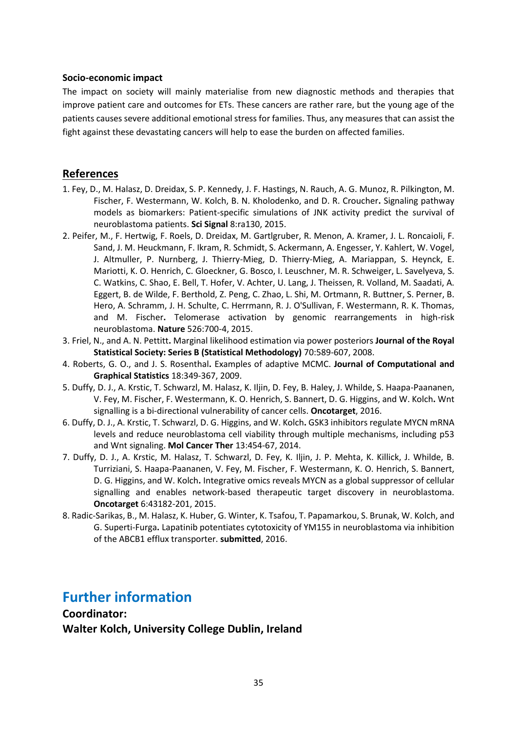**Socio-economic impact**

The impact on society will mainly materialise from new diagnostic methods and therapies that improve patient care and outcomes for ETs. These cancers are rather rare, but the young age of the patients causes severe additional emotional stress for families. Thus, any measures that can assist the fight against these devastating cancers will help to ease the burden on affected families.

## References

1. Fey, D., M. Halasz, D. Dreidax, S. P. Kennedy, J. F. Hastings, N. Rauch, A. G. Munoz, R. Pilkington, M. Fischer, F. Westermann, W. Kolch, B. N. Kholodenko, and D. R. Croucher**.** Signaling pathway models as biomarkers: Patient-specific simulations of JNK activity predict the survival of neuroblastoma patients. **Sci Signal** 8:ra130, 2015.
2. Peifer, M., F. Hertwig, F. Roels, D. Dreidax, M. Gartlgruber, R. Menon, A. Kramer, J. L. Roncaioli, F. Sand, J. M. Heuckmann, F. Ikram, R. Schmidt, S. Ackermann, A. Engesser, Y. Kahlert, W. Vogel, J. Altmuller, P. Nurnberg, J. Thierry-Mieg, D. Thierry-Mieg, A. Mariappan, S. Heynck, E. Mariotti, K. O. Henrich, C. Gloeckner, G. Bosco, I. Leuschner, M. R. Schweiger, L. Savelyeva, S. C. Watkins, C. Shao, E. Bell, T. Hofer, V. Achter, U. Lang, J. Theissen, R. Volland, M. Saadati, A. Eggert, B. de Wilde, F. Berthold, Z. Peng, C. Zhao, L. Shi, M. Ortmann, R. Buttner, S. Perner, B. Hero, A. Schramm, J. H. Schulte, C. Herrmann, R. J. O'Sullivan, F. Westermann, R. K. Thomas, and M. Fischer**.** Telomerase activation by genomic rearrangements in high-risk neuroblastoma. **Nature** 526:700-4, 2015.
3. Friel, N., and A. N. Pettitt**.** Marginal likelihood estimation via power posteriors **Journal of the Royal Statistical Society: Series B (Statistical Methodology)** 70:589-607, 2008.
4. Roberts, G. O., and J. S. Rosenthal**.** Examples of adaptive MCMC. **Journal of Computational and Graphical Statistics** 18:349-367, 2009.
5. Duffy, D. J., A. Krstic, T. Schwarzl, M. Halasz, K. Iljin, D. Fey, B. Haley, J. Whilde, S. Haapa-Paananen, V. Fey, M. Fischer, F. Westermann, K. O. Henrich, S. Bannert, D. G. Higgins, and W. Kolch**.** Wnt signalling is a bi-directional vulnerability of cancer cells. **Oncotarget**, 2016.
6. Duffy, D. J., A. Krstic, T. Schwarzl, D. G. Higgins, and W. Kolch**.** GSK3 inhibitors regulate MYCN mRNA levels and reduce neuroblastoma cell viability through multiple mechanisms, including p53 and Wnt signaling. **Mol Cancer Ther** 13:454-67, 2014.
7. Duffy, D. J., A. Krstic, M. Halasz, T. Schwarzl, D. Fey, K. Iljin, J. P. Mehta, K. Killick, J. Whilde, B. Turriziani, S. Haapa-Paananen, V. Fey, M. Fischer, F. Westermann, K. O. Henrich, S. Bannert, D. G. Higgins, and W. Kolch**.** Integrative omics reveals MYCN as a global suppressor of cellular signalling and enables network-based therapeutic target discovery in neuroblastoma. **Oncotarget** 6:43182-201, 2015.
8. Radic-Sarikas, B., M. Halasz, K. Huber, G. Winter, K. Tsafou, T. Papamarkou, S. Brunak, W. Kolch, and G. Superti-Furga**.** Lapatinib potentiates cytotoxicity of YM155 in neuroblastoma via inhibition of the ABCB1 efflux transporter. **submitted**, 2016.

# Further information

**Coordinator:**

**Walter Kolch, University College Dublin, Ireland**